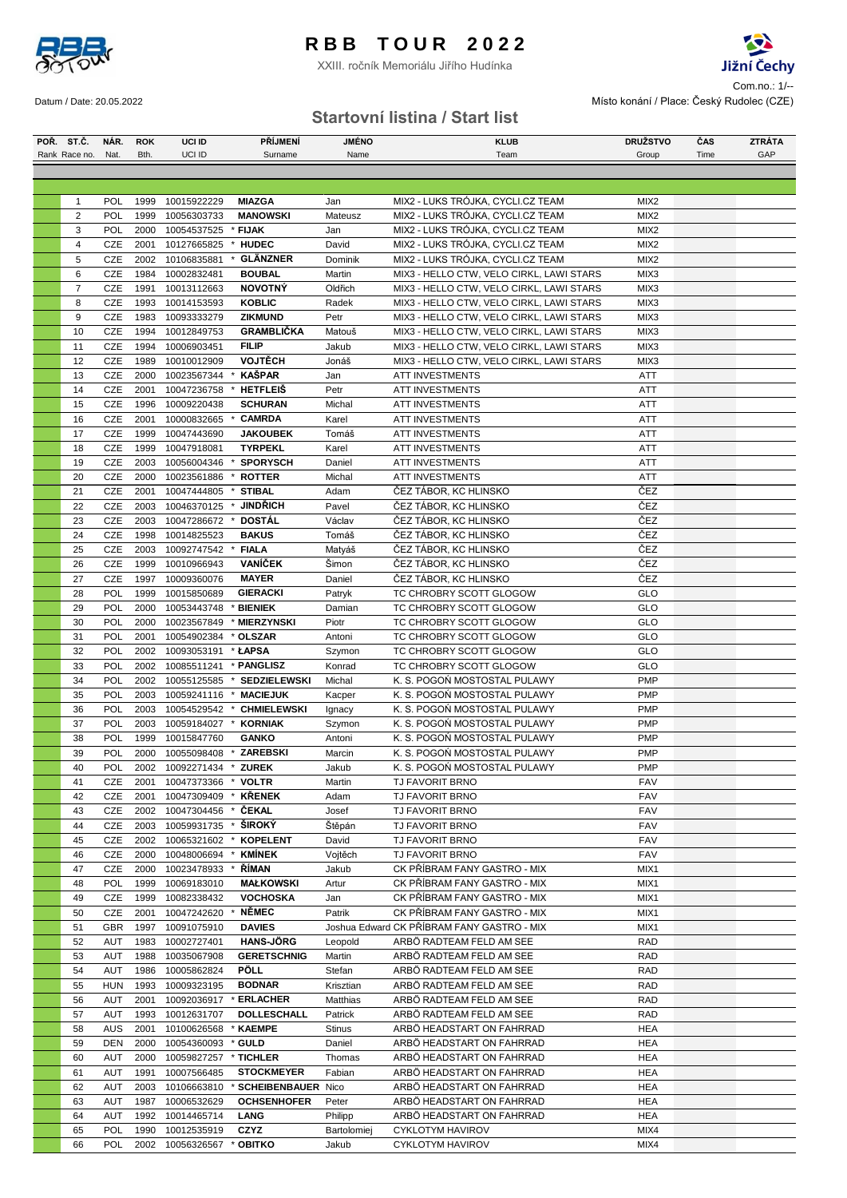# RBB TOUR 2022

XXIII. ročník Memoriálu Jiřího Hudínka

Jižní Čechy

Com.no.: 1/--

Datum / Date: 20.05.2022

Místo konání / Place: Český Rudolec (CZE)

## Startovní listina / Start list

| POŘ. Rank | ST.Č. Race no. | NÁR. Nat. | ROK Bth. | UCI ID | PŘÍJMENÍ Surname | JMÉNO Name | KLUB Team | DRUŽSTVO Group | ČAS Time | ZTRÁTA GAP |
|---|---|---|---|---|---|---|---|---|---|---|
| | 1 | POL | 1999 | 10015922229 | MIAZGA | Jan | MIX2 - LUKS TRÓJKA, CYCLI.CZ TEAM | MIX2 | | |
| | 2 | POL | 1999 | 10056303733 | MANOWSKI | Mateusz | MIX2 - LUKS TRÓJKA, CYCLI.CZ TEAM | MIX2 | | |
| | 3 | POL | 2000 | 10054537525 | * FIJAK | Jan | MIX2 - LUKS TRÓJKA, CYCLI.CZ TEAM | MIX2 | | |
| | 4 | CZE | 2001 | 10127665825 | * HUDEC | David | MIX2 - LUKS TRÓJKA, CYCLI.CZ TEAM | MIX2 | | |
| | 5 | CZE | 2002 | 10106835881 | * GLÄNZNER | Dominik | MIX2 - LUKS TRÓJKA, CYCLI.CZ TEAM | MIX2 | | |
| | 6 | CZE | 1984 | 10002832481 | BOUBAL | Martin | MIX3 - HELLO CTW, VELO CIRKL, LAWI STARS | MIX3 | | |
| | 7 | CZE | 1991 | 10013112663 | NOVOTNÝ | Oldřich | MIX3 - HELLO CTW, VELO CIRKL, LAWI STARS | MIX3 | | |
| | 8 | CZE | 1993 | 10014153593 | KOBLIC | Radek | MIX3 - HELLO CTW, VELO CIRKL, LAWI STARS | MIX3 | | |
| | 9 | CZE | 1983 | 10093333279 | ZIKMUND | Petr | MIX3 - HELLO CTW, VELO CIRKL, LAWI STARS | MIX3 | | |
| | 10 | CZE | 1994 | 10012849753 | GRAMBLIČKA | Matouš | MIX3 - HELLO CTW, VELO CIRKL, LAWI STARS | MIX3 | | |
| | 11 | CZE | 1994 | 10006903451 | FILIP | Jakub | MIX3 - HELLO CTW, VELO CIRKL, LAWI STARS | MIX3 | | |
| | 12 | CZE | 1989 | 10010012909 | VOJTĚCH | Jonáš | MIX3 - HELLO CTW, VELO CIRKL, LAWI STARS | MIX3 | | |
| | 13 | CZE | 2000 | 10023567344 | * KAŠPAR | Jan | ATT INVESTMENTS | ATT | | |
| | 14 | CZE | 2001 | 10047236758 | * HETFLEIŠ | Petr | ATT INVESTMENTS | ATT | | |
| | 15 | CZE | 1996 | 10009220438 | SCHURAN | Michal | ATT INVESTMENTS | ATT | | |
| | 16 | CZE | 2001 | 10000832665 | * CAMRDA | Karel | ATT INVESTMENTS | ATT | | |
| | 17 | CZE | 1999 | 10047443690 | JAKOUBEK | Tomáš | ATT INVESTMENTS | ATT | | |
| | 18 | CZE | 1999 | 10047918081 | TYRPEKL | Karel | ATT INVESTMENTS | ATT | | |
| | 19 | CZE | 2003 | 10056004346 | * SPORYSCH | Daniel | ATT INVESTMENTS | ATT | | |
| | 20 | CZE | 2000 | 10023561886 | * ROTTER | Michal | ATT INVESTMENTS | ATT | | |
| | 21 | CZE | 2001 | 10047444805 | * STIBAL | Adam | ČEZ TÁBOR, KC HLINSKO | ČEZ | | |
| | 22 | CZE | 2003 | 10046370125 | * JINDŘICH | Pavel | ČEZ TÁBOR, KC HLINSKO | ČEZ | | |
| | 23 | CZE | 2003 | 10047286672 | * DOSTÁL | Václav | ČEZ TÁBOR, KC HLINSKO | ČEZ | | |
| | 24 | CZE | 1998 | 10014825523 | BAKUS | Tomáš | ČEZ TÁBOR, KC HLINSKO | ČEZ | | |
| | 25 | CZE | 2003 | 10092747542 | * FIALA | Matyáš | ČEZ TÁBOR, KC HLINSKO | ČEZ | | |
| | 26 | CZE | 1999 | 10010966943 | VANÍČEK | Šimon | ČEZ TÁBOR, KC HLINSKO | ČEZ | | |
| | 27 | CZE | 1997 | 10009360076 | MAYER | Daniel | ČEZ TÁBOR, KC HLINSKO | ČEZ | | |
| | 28 | POL | 1999 | 10015850689 | GIERACKI | Patryk | TC CHROBRY SCOTT GLOGOW | GLO | | |
| | 29 | POL | 2000 | 10053443748 | * BIENIEK | Damian | TC CHROBRY SCOTT GLOGOW | GLO | | |
| | 30 | POL | 2000 | 10023567849 | * MIERZYNSKI | Piotr | TC CHROBRY SCOTT GLOGOW | GLO | | |
| | 31 | POL | 2001 | 10054902384 | * OLSZAR | Antoni | TC CHROBRY SCOTT GLOGOW | GLO | | |
| | 32 | POL | 2002 | 10093053191 | * ŁAPSA | Szymon | TC CHROBRY SCOTT GLOGOW | GLO | | |
| | 33 | POL | 2002 | 10085511241 | * PANGLISZ | Konrad | TC CHROBRY SCOTT GLOGOW | GLO | | |
| | 34 | POL | 2002 | 10055125585 | * SEDZIELEWSKI | Michal | K. S. POGOŃ MOSTOSTAL PULAWY | PMP | | |
| | 35 | POL | 2003 | 10059241116 | * MACIEJUK | Kacper | K. S. POGOŃ MOSTOSTAL PULAWY | PMP | | |
| | 36 | POL | 2003 | 10054529542 | * CHMIELEWSKI | Ignacy | K. S. POGOŃ MOSTOSTAL PULAWY | PMP | | |
| | 37 | POL | 2003 | 10059184027 | * KORNIAK | Szymon | K. S. POGOŃ MOSTOSTAL PULAWY | PMP | | |
| | 38 | POL | 1999 | 10015847760 | GANKO | Antoni | K. S. POGOŃ MOSTOSTAL PULAWY | PMP | | |
| | 39 | POL | 2000 | 10055098408 | * ZAREBSKI | Marcin | K. S. POGOŃ MOSTOSTAL PULAWY | PMP | | |
| | 40 | POL | 2002 | 10092271434 | * ZUREK | Jakub | K. S. POGOŃ MOSTOSTAL PULAWY | PMP | | |
| | 41 | CZE | 2001 | 10047373366 | * VOLTR | Martin | TJ FAVORIT BRNO | FAV | | |
| | 42 | CZE | 2001 | 10047309409 | * KŘENEK | Adam | TJ FAVORIT BRNO | FAV | | |
| | 43 | CZE | 2002 | 10047304456 | * ČEKAL | Josef | TJ FAVORIT BRNO | FAV | | |
| | 44 | CZE | 2003 | 10059931735 | * ŠIROKÝ | Štěpán | TJ FAVORIT BRNO | FAV | | |
| | 45 | CZE | 2002 | 10065321602 | * KOPELENT | David | TJ FAVORIT BRNO | FAV | | |
| | 46 | CZE | 2000 | 10048006694 | * KMÍNEK | Vojtěch | TJ FAVORIT BRNO | FAV | | |
| | 47 | CZE | 2000 | 10023478933 | * ŘÍMAN | Jakub | CK PŘÍBRAM FANY GASTRO - MIX | MIX1 | | |
| | 48 | POL | 1999 | 10069183010 | MAŁKOWSKI | Artur | CK PŘÍBRAM FANY GASTRO - MIX | MIX1 | | |
| | 49 | CZE | 1999 | 10082338432 | VOCHOSKA | Jan | CK PŘÍBRAM FANY GASTRO - MIX | MIX1 | | |
| | 50 | CZE | 2001 | 10047242620 | * NĚMEC | Patrik | CK PŘÍBRAM FANY GASTRO - MIX | MIX1 | | |
| | 51 | GBR | 1997 | 10091075910 | DAVIES | Joshua Edward | CK PŘÍBRAM FANY GASTRO - MIX | MIX1 | | |
| | 52 | AUT | 1983 | 10002727401 | HANS-JÖRG | Leopold | ARBÖ RADTEAM FELD AM SEE | RAD | | |
| | 53 | AUT | 1988 | 10035067908 | GERETSCHNIG | Martin | ARBÖ RADTEAM FELD AM SEE | RAD | | |
| | 54 | AUT | 1986 | 10005862824 | PÖLL | Stefan | ARBÖ RADTEAM FELD AM SEE | RAD | | |
| | 55 | HUN | 1993 | 10009323195 | BODNAR | Krisztian | ARBÖ RADTEAM FELD AM SEE | RAD | | |
| | 56 | AUT | 2001 | 10092036917 | * ERLACHER | Matthias | ARBÖ RADTEAM FELD AM SEE | RAD | | |
| | 57 | AUT | 1993 | 10012631707 | DOLLESCHALL | Patrick | ARBÖ RADTEAM FELD AM SEE | RAD | | |
| | 58 | AUS | 2001 | 10100626568 | * KAEMPE | Stinus | ARBÖ HEADSTART ON FAHRRAD | HEA | | |
| | 59 | DEN | 2000 | 10054360093 | * GULD | Daniel | ARBÖ HEADSTART ON FAHRRAD | HEA | | |
| | 60 | AUT | 2000 | 10059827257 | * TICHLER | Thomas | ARBÖ HEADSTART ON FAHRRAD | HEA | | |
| | 61 | AUT | 1991 | 10007566485 | STOCKMEYER | Fabian | ARBÖ HEADSTART ON FAHRRAD | HEA | | |
| | 62 | AUT | 2003 | 10106663810 | * SCHEIBENBAUER | Nico | ARBÖ HEADSTART ON FAHRRAD | HEA | | |
| | 63 | AUT | 1987 | 10006532629 | OCHSENHOFER | Peter | ARBÖ HEADSTART ON FAHRRAD | HEA | | |
| | 64 | AUT | 1992 | 10014465714 | LANG | Philipp | ARBÖ HEADSTART ON FAHRRAD | HEA | | |
| | 65 | POL | 1990 | 10012535919 | CZYZ | Bartolomiej | CYKLOTYM HAVIROV | MIX4 | | |
| | 66 | POL | 2002 | 10056326567 | * OBITKO | Jakub | CYKLOTYM HAVIROV | MIX4 | | |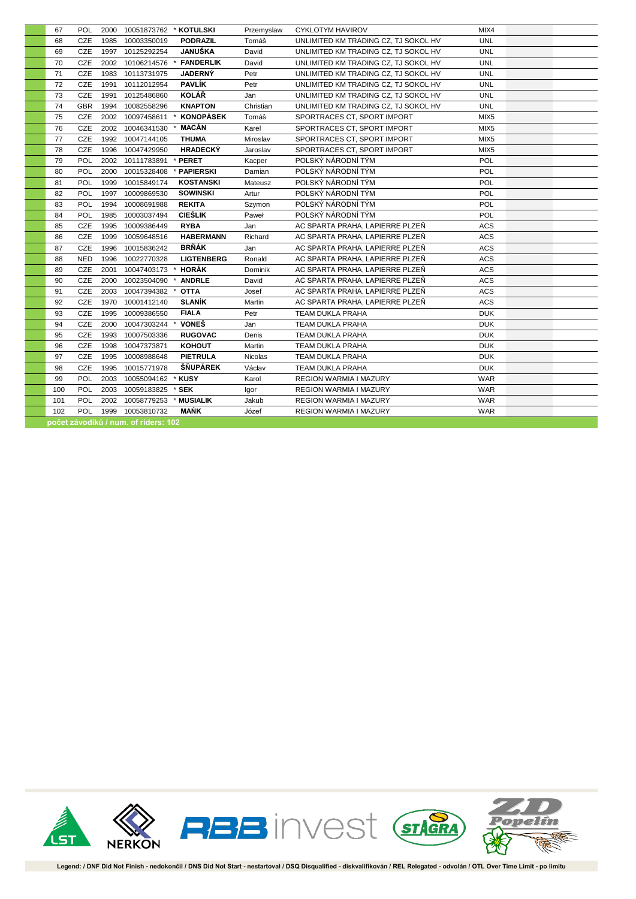| | | | | | | | |
|---|---|---|---|---|---|---|---|
| 67 | POL | 2000 | 10051873762 | * KOTULSKI | Przemyslaw | CYKLOTYM HAVIROV | MIX4 |
| 68 | CZE | 1985 | 10003350019 | PODRAZIL | Tomáš | UNLIMITED KM TRADING CZ, TJ SOKOL HV | UNL |
| 69 | CZE | 1997 | 10125292254 | JANUŠKA | David | UNLIMITED KM TRADING CZ, TJ SOKOL HV | UNL |
| 70 | CZE | 2002 | 10106214576 | * FANDERLIK | David | UNLIMITED KM TRADING CZ, TJ SOKOL HV | UNL |
| 71 | CZE | 1983 | 10113731975 | JADERNÝ | Petr | UNLIMITED KM TRADING CZ, TJ SOKOL HV | UNL |
| 72 | CZE | 1991 | 10112012954 | PAVLÍK | Petr | UNLIMITED KM TRADING CZ, TJ SOKOL HV | UNL |
| 73 | CZE | 1991 | 10125486860 | KOLÁŘ | Jan | UNLIMITED KM TRADING CZ, TJ SOKOL HV | UNL |
| 74 | GBR | 1994 | 10082558296 | KNAPTON | Christian | UNLIMITED KM TRADING CZ, TJ SOKOL HV | UNL |
| 75 | CZE | 2002 | 10097458611 | * KONOPÁSEK | Tomáš | SPORTRACES CT, SPORT IMPORT | MIX5 |
| 76 | CZE | 2002 | 10046341530 | * MACÁN | Karel | SPORTRACES CT, SPORT IMPORT | MIX5 |
| 77 | CZE | 1992 | 10047144105 | THUMA | Miroslav | SPORTRACES CT, SPORT IMPORT | MIX5 |
| 78 | CZE | 1996 | 10047429950 | HRADECKÝ | Jaroslav | SPORTRACES CT, SPORT IMPORT | MIX5 |
| 79 | POL | 2002 | 10111783891 | * PERET | Kacper | POLSKÝ NÁRODNÍ TÝM | POL |
| 80 | POL | 2000 | 10015328408 | * PAPIERSKI | Damian | POLSKÝ NÁRODNÍ TÝM | POL |
| 81 | POL | 1999 | 10015849174 | KOSTANSKI | Mateusz | POLSKÝ NÁRODNÍ TÝM | POL |
| 82 | POL | 1997 | 10009869530 | SOWINSKI | Artur | POLSKÝ NÁRODNÍ TÝM | POL |
| 83 | POL | 1994 | 10008691988 | REKITA | Szymon | POLSKÝ NÁRODNÍ TÝM | POL |
| 84 | POL | 1985 | 10003037494 | CIEŚLIK | Paweł | POLSKÝ NÁRODNÍ TÝM | POL |
| 85 | CZE | 1995 | 10009386449 | RYBA | Jan | AC SPARTA PRAHA, LAPIERRE PLZEŇ | ACS |
| 86 | CZE | 1999 | 10059648516 | HABERMANN | Richard | AC SPARTA PRAHA, LAPIERRE PLZEŇ | ACS |
| 87 | CZE | 1996 | 10015836242 | BRŇÁK | Jan | AC SPARTA PRAHA, LAPIERRE PLZEŇ | ACS |
| 88 | NED | 1996 | 10022770328 | LIGTENBERG | Ronald | AC SPARTA PRAHA, LAPIERRE PLZEŇ | ACS |
| 89 | CZE | 2001 | 10047403173 | * HORÁK | Dominik | AC SPARTA PRAHA, LAPIERRE PLZEŇ | ACS |
| 90 | CZE | 2000 | 10023504090 | * ANDRLE | David | AC SPARTA PRAHA, LAPIERRE PLZEŇ | ACS |
| 91 | CZE | 2003 | 10047394382 | * OTTA | Josef | AC SPARTA PRAHA, LAPIERRE PLZEŇ | ACS |
| 92 | CZE | 1970 | 10001412140 | SLANÍK | Martin | AC SPARTA PRAHA, LAPIERRE PLZEŇ | ACS |
| 93 | CZE | 1995 | 10009386550 | FIALA | Petr | TEAM DUKLA PRAHA | DUK |
| 94 | CZE | 2000 | 10047303244 | * VONEŠ | Jan | TEAM DUKLA PRAHA | DUK |
| 95 | CZE | 1993 | 10007503336 | RUGOVAC | Denis | TEAM DUKLA PRAHA | DUK |
| 96 | CZE | 1998 | 10047373871 | KOHOUT | Martin | TEAM DUKLA PRAHA | DUK |
| 97 | CZE | 1995 | 10008988648 | PIETRULA | Nicolas | TEAM DUKLA PRAHA | DUK |
| 98 | CZE | 1995 | 10015771978 | ŠŇUPÁREK | Václav | TEAM DUKLA PRAHA | DUK |
| 99 | POL | 2003 | 10055094162 | * KUSY | Karol | REGION WARMIA I MAZURY | WAR |
| 100 | POL | 2003 | 10059183825 | * SEK | Igor | REGION WARMIA I MAZURY | WAR |
| 101 | POL | 2002 | 10058779253 | * MUSIALIK | Jakub | REGION WARMIA I MAZURY | WAR |
| 102 | POL | 1999 | 10053810732 | MAŃK | Józef | REGION WARMIA I MAZURY | WAR |

**počet závodníků / num. of riders: 102**

Legend: / DNF Did Not Finish - nedokončil / DNS Did Not Start - nestartoval / DSQ Disqualified - diskvalifikován / REL Relegated - odvolán / OTL Over Time Limit - po limitu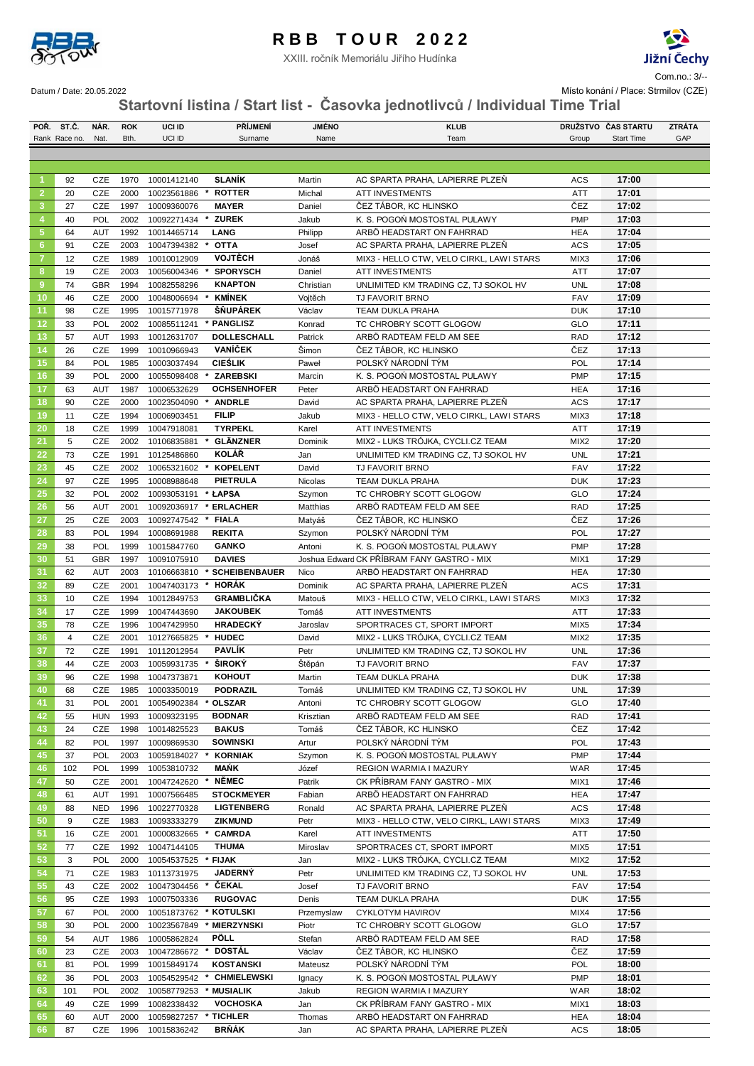# RBB TOUR 2022

XXIII. ročník Memoriálu Jiřího Hudínka

Com.no.: 3/--

Datum / Date: 20.05.2022

Místo konání / Place: Strmilov (CZE)

## Startovní listina / Start list - Časovka jednotlivců / Individual Time Trial

| POŘ. Rank | ST.Č. Race no. | NÁR. Nat. | ROK Bth. | UCI ID | PŘÍJMENÍ Surname | JMÉNO Name | KLUB Team | DRUŽSTVO Group | ČAS STARTU Start Time | ZTRÁTA GAP |
|---|---|---|---|---|---|---|---|---|---|---|
| 1 | 92 | CZE | 1970 | 10001412140 | SLANÍK | Martin | AC SPARTA PRAHA, LAPIERRE PLZEŇ | ACS | 17:00 | |
| 2 | 20 | CZE | 2000 | 10023561886 | * ROTTER | Michal | ATT INVESTMENTS | ATT | 17:01 | |
| 3 | 27 | CZE | 1997 | 10009360076 | MAYER | Daniel | ČEZ TÁBOR, KC HLINSKO | ČEZ | 17:02 | |
| 4 | 40 | POL | 2002 | 10092271434 | * ZUREK | Jakub | K. S. POGOŃ MOSTOSTAL PULAWY | PMP | 17:03 | |
| 5 | 64 | AUT | 1992 | 10014465714 | LANG | Philipp | ARBÖ HEADSTART ON FAHRRAD | HEA | 17:04 | |
| 6 | 91 | CZE | 2003 | 10047394382 | * OTTA | Josef | AC SPARTA PRAHA, LAPIERRE PLZEŇ | ACS | 17:05 | |
| 7 | 12 | CZE | 1989 | 10010012909 | VOJTĚCH | Jonáš | MIX3 - HELLO CTW, VELO CIRKL, LAWI STARS | MIX3 | 17:06 | |
| 8 | 19 | CZE | 2003 | 10056004346 | * SPORYSCH | Daniel | ATT INVESTMENTS | ATT | 17:07 | |
| 9 | 74 | GBR | 1994 | 10082558296 | KNAPTON | Christian | UNLIMITED KM TRADING CZ, TJ SOKOL HV | UNL | 17:08 | |
| 10 | 46 | CZE | 2000 | 10048006694 | * KMÍNEK | Vojtěch | TJ FAVORIT BRNO | FAV | 17:09 | |
| 11 | 98 | CZE | 1995 | 10015771978 | ŠŇUPÁREK | Václav | TEAM DUKLA PRAHA | DUK | 17:10 | |
| 12 | 33 | POL | 2002 | 10085511241 | * PANGLISZ | Konrad | TC CHROBRY SCOTT GLOGOW | GLO | 17:11 | |
| 13 | 57 | AUT | 1993 | 10012631707 | DOLLESCHALL | Patrick | ARBÖ RADTEAM FELD AM SEE | RAD | 17:12 | |
| 14 | 26 | CZE | 1999 | 10010966943 | VANÍČEK | Šimon | ČEZ TÁBOR, KC HLINSKO | ČEZ | 17:13 | |
| 15 | 84 | POL | 1985 | 10003037494 | CIEŚLIK | Paweł | POLSKÝ NÁRODNÍ TÝM | POL | 17:14 | |
| 16 | 39 | POL | 2000 | 10055098408 | * ZAREBSKI | Marcin | K. S. POGOŃ MOSTOSTAL PULAWY | PMP | 17:15 | |
| 17 | 63 | AUT | 1987 | 10006532629 | OCHSENHOFER | Peter | ARBÖ HEADSTART ON FAHRRAD | HEA | 17:16 | |
| 18 | 90 | CZE | 2000 | 10023504090 | * ANDRLE | David | AC SPARTA PRAHA, LAPIERRE PLZEŇ | ACS | 17:17 | |
| 19 | 11 | CZE | 1994 | 10006903451 | FILIP | Jakub | MIX3 - HELLO CTW, VELO CIRKL, LAWI STARS | MIX3 | 17:18 | |
| 20 | 18 | CZE | 1999 | 10047918081 | TYRPEKL | Karel | ATT INVESTMENTS | ATT | 17:19 | |
| 21 | 5 | CZE | 2002 | 10106835881 | * GLÄNZNER | Dominik | MIX2 - LUKS TRÓJKA, CYCLI.CZ TEAM | MIX2 | 17:20 | |
| 22 | 73 | CZE | 1991 | 10125486860 | KOLÁŘ | Jan | UNLIMITED KM TRADING CZ, TJ SOKOL HV | UNL | 17:21 | |
| 23 | 45 | CZE | 2002 | 10065321602 | * KOPELENT | David | TJ FAVORIT BRNO | FAV | 17:22 | |
| 24 | 97 | CZE | 1995 | 10008988648 | PIETRULA | Nicolas | TEAM DUKLA PRAHA | DUK | 17:23 | |
| 25 | 32 | POL | 2002 | 10093053191 | * ŁAPSA | Szymon | TC CHROBRY SCOTT GLOGOW | GLO | 17:24 | |
| 26 | 56 | AUT | 2001 | 10092036917 | * ERLACHER | Matthias | ARBÖ RADTEAM FELD AM SEE | RAD | 17:25 | |
| 27 | 25 | CZE | 2003 | 10092747542 | * FIALA | Matyáš | ČEZ TÁBOR, KC HLINSKO | ČEZ | 17:26 | |
| 28 | 83 | POL | 1994 | 10008691988 | REKITA | Szymon | POLSKÝ NÁRODNÍ TÝM | POL | 17:27 | |
| 29 | 38 | POL | 1999 | 10015847760 | GANKO | Antoni | K. S. POGOŃ MOSTOSTAL PULAWY | PMP | 17:28 | |
| 30 | 51 | GBR | 1997 | 10091075910 | DAVIES | Joshua Edward | CK PŘÍBRAM FANY GASTRO - MIX | MIX1 | 17:29 | |
| 31 | 62 | AUT | 2003 | 10106663810 | * SCHEIBENBAUER | Nico | ARBÖ HEADSTART ON FAHRRAD | HEA | 17:30 | |
| 32 | 89 | CZE | 2001 | 10047403173 | * HORÁK | Dominik | AC SPARTA PRAHA, LAPIERRE PLZEŇ | ACS | 17:31 | |
| 33 | 10 | CZE | 1994 | 10012849753 | GRAMBLIČKA | Matouš | MIX3 - HELLO CTW, VELO CIRKL, LAWI STARS | MIX3 | 17:32 | |
| 34 | 17 | CZE | 1999 | 10047443690 | JAKOUBEK | Tomáš | ATT INVESTMENTS | ATT | 17:33 | |
| 35 | 78 | CZE | 1996 | 10047429950 | HRADECKÝ | Jaroslav | SPORTRACES CT, SPORT IMPORT | MIX5 | 17:34 | |
| 36 | 4 | CZE | 2001 | 10127665825 | * HUDEC | David | MIX2 - LUKS TRÓJKA, CYCLI.CZ TEAM | MIX2 | 17:35 | |
| 37 | 72 | CZE | 1991 | 10112012954 | PAVLÍK | Petr | UNLIMITED KM TRADING CZ, TJ SOKOL HV | UNL | 17:36 | |
| 38 | 44 | CZE | 2003 | 10059931735 | * ŠIROKÝ | Štěpán | TJ FAVORIT BRNO | FAV | 17:37 | |
| 39 | 96 | CZE | 1998 | 10047373871 | KOHOUT | Martin | TEAM DUKLA PRAHA | DUK | 17:38 | |
| 40 | 68 | CZE | 1985 | 10003350019 | PODRAZIL | Tomáš | UNLIMITED KM TRADING CZ, TJ SOKOL HV | UNL | 17:39 | |
| 41 | 31 | POL | 2001 | 10054902384 | * OLSZAR | Antoni | TC CHROBRY SCOTT GLOGOW | GLO | 17:40 | |
| 42 | 55 | HUN | 1993 | 10009323195 | BODNAR | Krisztian | ARBÖ RADTEAM FELD AM SEE | RAD | 17:41 | |
| 43 | 24 | CZE | 1998 | 10014825523 | BAKUS | Tomáš | ČEZ TÁBOR, KC HLINSKO | ČEZ | 17:42 | |
| 44 | 82 | POL | 1997 | 10009869530 | SOWINSKI | Artur | POLSKÝ NÁRODNÍ TÝM | POL | 17:43 | |
| 45 | 37 | POL | 2003 | 10059184027 | * KORNIAK | Szymon | K. S. POGOŃ MOSTOSTAL PULAWY | PMP | 17:44 | |
| 46 | 102 | POL | 1999 | 10053810732 | MANK | Józef | REGION WARMIA I MAZURY | WAR | 17:45 | |
| 47 | 50 | CZE | 2001 | 10047242620 | * NĚMEC | Patrik | CK PŘÍBRAM FANY GASTRO - MIX | MIX1 | 17:46 | |
| 48 | 61 | AUT | 1991 | 10007566485 | STOCKMEYER | Fabian | ARBÖ HEADSTART ON FAHRRAD | HEA | 17:47 | |
| 49 | 88 | NED | 1996 | 10022770328 | LIGTENBERG | Ronald | AC SPARTA PRAHA, LAPIERRE PLZEŇ | ACS | 17:48 | |
| 50 | 9 | CZE | 1983 | 10093333279 | ZIKMUND | Petr | MIX3 - HELLO CTW, VELO CIRKL, LAWI STARS | MIX3 | 17:49 | |
| 51 | 16 | CZE | 2001 | 10000832665 | * CAMRDA | Karel | ATT INVESTMENTS | ATT | 17:50 | |
| 52 | 77 | CZE | 1992 | 10047144105 | THUMA | Miroslav | SPORTRACES CT, SPORT IMPORT | MIX5 | 17:51 | |
| 53 | 3 | POL | 2000 | 10054537525 | * FIJAK | Jan | MIX2 - LUKS TRÓJKA, CYCLI.CZ TEAM | MIX2 | 17:52 | |
| 54 | 71 | CZE | 1983 | 10113731975 | JADERNÝ | Petr | UNLIMITED KM TRADING CZ, TJ SOKOL HV | UNL | 17:53 | |
| 55 | 43 | CZE | 2002 | 10047304456 | * ČEKAL | Josef | TJ FAVORIT BRNO | FAV | 17:54 | |
| 56 | 95 | CZE | 1993 | 10007503336 | RUGOVAC | Denis | TEAM DUKLA PRAHA | DUK | 17:55 | |
| 57 | 67 | POL | 2000 | 10051873762 | * KOTULSKI | Przemyslaw | CYKLOTYM HAVIROV | MIX4 | 17:56 | |
| 58 | 30 | POL | 2000 | 10023567849 | * MIERZYNSKI | Piotr | TC CHROBRY SCOTT GLOGOW | GLO | 17:57 | |
| 59 | 54 | AUT | 1986 | 10005862824 | PÖLL | Stefan | ARBÖ RADTEAM FELD AM SEE | RAD | 17:58 | |
| 60 | 23 | CZE | 2003 | 10047286672 | * DOSTÁL | Václav | ČEZ TÁBOR, KC HLINSKO | ČEZ | 17:59 | |
| 61 | 81 | POL | 1999 | 10015849174 | KOSTANSKI | Mateusz | POLSKÝ NÁRODNÍ TÝM | POL | 18:00 | |
| 62 | 36 | POL | 2003 | 10054529542 | * CHMIELEWSKI | Ignacy | K. S. POGOŃ MOSTOSTAL PULAWY | PMP | 18:01 | |
| 63 | 101 | POL | 2002 | 10058779253 | * MUSIALIK | Jakub | REGION WARMIA I MAZURY | WAR | 18:02 | |
| 64 | 49 | CZE | 1999 | 10082338432 | VOCHOSKA | Jan | CK PŘÍBRAM FANY GASTRO - MIX | MIX1 | 18:03 | |
| 65 | 60 | AUT | 2000 | 10059827257 | * TICHLER | Thomas | ARBÖ HEADSTART ON FAHRRAD | HEA | 18:04 | |
| 66 | 87 | CZE | 1996 | 10015836242 | BRŇÁK | Jan | AC SPARTA PRAHA, LAPIERRE PLZEŇ | ACS | 18:05 | |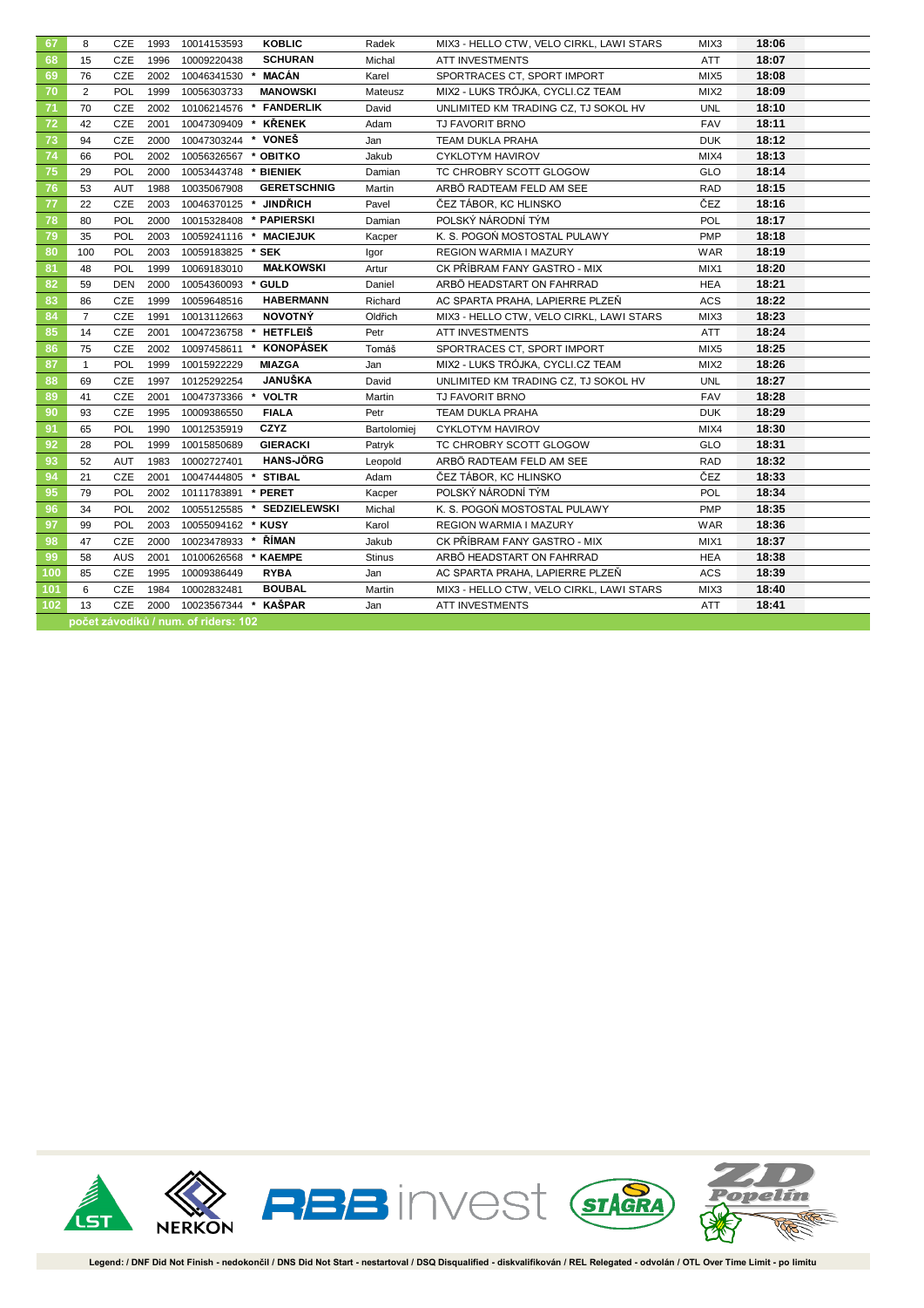| | | | | | | | | | | |
|---|---|---|---|---|---|---|---|---|---|---|
| 67 | 8 | CZE | 1993 | 10014153593 | | **KOBLIC** | Radek | MIX3 - HELLO CTW, VELO CIRKL, LAWI STARS | MIX3 | **18:06** |
| 68 | 15 | CZE | 1996 | 10009220438 | | **SCHURAN** | Michal | ATT INVESTMENTS | ATT | **18:07** |
| 69 | 76 | CZE | 2002 | 10046341530 | * | **MACÁN** | Karel | SPORTRACES CT, SPORT IMPORT | MIX5 | **18:08** |
| 70 | 2 | POL | 1999 | 10056303733 | | **MANOWSKI** | Mateusz | MIX2 - LUKS TRÓJKA, CYCLI.CZ TEAM | MIX2 | **18:09** |
| 71 | 70 | CZE | 2002 | 10106214576 | * | **FANDERLIK** | David | UNLIMITED KM TRADING CZ, TJ SOKOL HV | UNL | **18:10** |
| 72 | 42 | CZE | 2001 | 10047309409 | * | **KŘENEK** | Adam | TJ FAVORIT BRNO | FAV | **18:11** |
| 73 | 94 | CZE | 2000 | 10047303244 | * | **VONEŠ** | Jan | TEAM DUKLA PRAHA | DUK | **18:12** |
| 74 | 66 | POL | 2002 | 10056326567 | * | **OBITKO** | Jakub | CYKLOTYM HAVIROV | MIX4 | **18:13** |
| 75 | 29 | POL | 2000 | 10053443748 | * | **BIENIEK** | Damian | TC CHROBRY SCOTT GLOGOW | GLO | **18:14** |
| 76 | 53 | AUT | 1988 | 10035067908 | | **GERETSCHNIG** | Martin | ARBÖ RADTEAM FELD AM SEE | RAD | **18:15** |
| 77 | 22 | CZE | 2003 | 10046370125 | * | **JINDŘICH** | Pavel | ČEZ TÁBOR, KC HLINSKO | ČEZ | **18:16** |
| 78 | 80 | POL | 2000 | 10015328408 | * | **PAPIERSKI** | Damian | POLSKÝ NÁRODNÍ TÝM | POL | **18:17** |
| 79 | 35 | POL | 2003 | 10059241116 | * | **MACIEJUK** | Kacper | K. S. POGOŇ MOSTOSTAL PULAWY | PMP | **18:18** |
| 80 | 100 | POL | 2003 | 10059183825 | * | **SEK** | Igor | REGION WARMIA I MAZURY | WAR | **18:19** |
| 81 | 48 | POL | 1999 | 10069183010 | | **MAŁKOWSKI** | Artur | CK PŘÍBRAM FANY GASTRO - MIX | MIX1 | **18:20** |
| 82 | 59 | DEN | 2000 | 10054360093 | * | **GULD** | Daniel | ARBÖ HEADSTART ON FAHRRAD | HEA | **18:21** |
| 83 | 86 | CZE | 1999 | 10059648516 | | **HABERMANN** | Richard | AC SPARTA PRAHA, LAPIERRE PLZEŇ | ACS | **18:22** |
| 84 | 7 | CZE | 1991 | 10013112663 | | **NOVOTNÝ** | Oldřich | MIX3 - HELLO CTW, VELO CIRKL, LAWI STARS | MIX3 | **18:23** |
| 85 | 14 | CZE | 2001 | 10047236758 | * | **HETFLEIŠ** | Petr | ATT INVESTMENTS | ATT | **18:24** |
| 86 | 75 | CZE | 2002 | 10097458611 | * | **KONOPÁSEK** | Tomáš | SPORTRACES CT, SPORT IMPORT | MIX5 | **18:25** |
| 87 | 1 | POL | 1999 | 10015922229 | | **MIAZGA** | Jan | MIX2 - LUKS TRÓJKA, CYCLI.CZ TEAM | MIX2 | **18:26** |
| 88 | 69 | CZE | 1997 | 10125292254 | | **JANUŠKA** | David | UNLIMITED KM TRADING CZ, TJ SOKOL HV | UNL | **18:27** |
| 89 | 41 | CZE | 2001 | 10047373366 | * | **VOLTR** | Martin | TJ FAVORIT BRNO | FAV | **18:28** |
| 90 | 93 | CZE | 1995 | 10009386550 | | **FIALA** | Petr | TEAM DUKLA PRAHA | DUK | **18:29** |
| 91 | 65 | POL | 1990 | 10012535919 | | **CZYZ** | Bartolomiej | CYKLOTYM HAVIROV | MIX4 | **18:30** |
| 92 | 28 | POL | 1999 | 10015850689 | | **GIERACKI** | Patryk | TC CHROBRY SCOTT GLOGOW | GLO | **18:31** |
| 93 | 52 | AUT | 1983 | 10002727401 | | **HANS-JÖRG** | Leopold | ARBÖ RADTEAM FELD AM SEE | RAD | **18:32** |
| 94 | 21 | CZE | 2001 | 10047444805 | * | **STIBAL** | Adam | ČEZ TÁBOR, KC HLINSKO | ČEZ | **18:33** |
| 95 | 79 | POL | 2002 | 10111783891 | * | **PERET** | Kacper | POLSKÝ NÁRODNÍ TÝM | POL | **18:34** |
| 96 | 34 | POL | 2002 | 10055125585 | * | **SEDZIELEWSKI** | Michal | K. S. POGOŇ MOSTOSTAL PULAWY | PMP | **18:35** |
| 97 | 99 | POL | 2003 | 10055094162 | * | **KUSY** | Karol | REGION WARMIA I MAZURY | WAR | **18:36** |
| 98 | 47 | CZE | 2000 | 10023478933 | * | **ŘÍMAN** | Jakub | CK PŘÍBRAM FANY GASTRO - MIX | MIX1 | **18:37** |
| 99 | 58 | AUS | 2001 | 10100626568 | * | **KAEMPE** | Stinus | ARBÖ HEADSTART ON FAHRRAD | HEA | **18:38** |
| 100 | 85 | CZE | 1995 | 10009386449 | | **RYBA** | Jan | AC SPARTA PRAHA, LAPIERRE PLZEŇ | ACS | **18:39** |
| 101 | 6 | CZE | 1984 | 10002832481 | | **BOUBAL** | Martin | MIX3 - HELLO CTW, VELO CIRKL, LAWI STARS | MIX3 | **18:40** |
| 102 | 13 | CZE | 2000 | 10023567344 | * | **KAŠPAR** | Jan | ATT INVESTMENTS | ATT | **18:41** |

**počet závodíků / num. of riders: 102**

Legend: / DNF Did Not Finish - nedokončil / DNS Did Not Start - nestartoval / DSQ Disqualified - diskvalifikován / REL Relegated - odvolán / OTL Over Time Limit - po limitu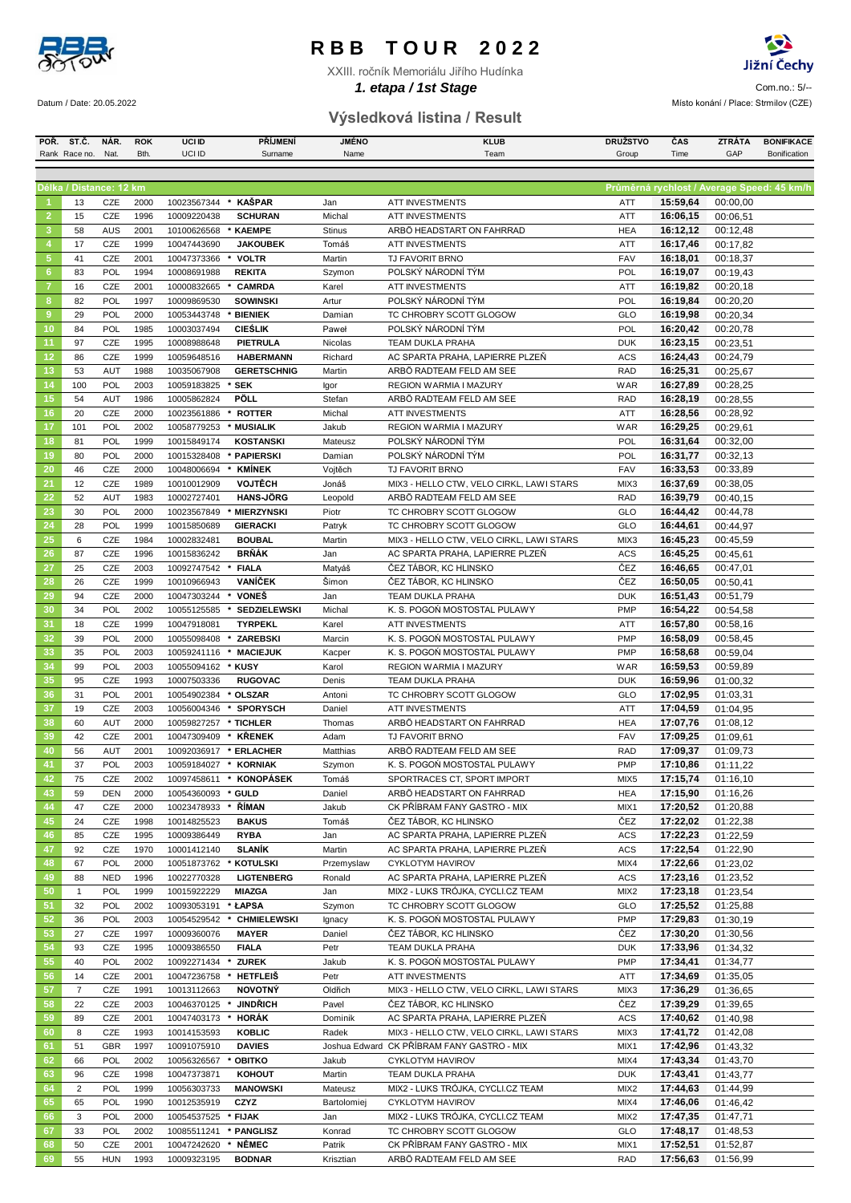# RBB TOUR 2022

XXIII. ročník Memoriálu Jiřího Hudínka

***1. etapa / 1st Stage***

Datum / Date: 20.05.2022

Com.no.: 5/--

Místo konání / Place: Strmilov (CZE)

## Výsledková listina / Result

Délka / Distance: 12 km — Průměrná rychlost / Average Speed: 45 km/h

| POŘ. Rank | ST.Č. Race no. | NÁR. Nat. | ROK Bth. | UCI ID | PŘÍJMENÍ Surname | JMÉNO Name | KLUB Team | DRUŽSTVO Group | ČAS Time | ZTRÁTA GAP | BONIFIKACE Bonification |
|---|---|---|---|---|---|---|---|---|---|---|---|
| 1 | 13 | CZE | 2000 | 10023567344 | * KAŠPAR | Jan | ATT INVESTMENTS | ATT | 15:59,64 | 00:00,00 | |
| 2 | 15 | CZE | 1996 | 10009220438 | SCHURAN | Michal | ATT INVESTMENTS | ATT | 16:06,15 | 00:06,51 | |
| 3 | 58 | AUS | 2001 | 10100626568 | * KAEMPE | Stinus | ARBÖ HEADSTART ON FAHRRAD | HEA | 16:12,12 | 00:12,48 | |
| 4 | 17 | CZE | 1999 | 10047443690 | JAKOUBEK | Tomáš | ATT INVESTMENTS | ATT | 16:17,46 | 00:17,82 | |
| 5 | 41 | CZE | 2001 | 10047373366 | * VOLTR | Martin | TJ FAVORIT BRNO | FAV | 16:18,01 | 00:18,37 | |
| 6 | 83 | POL | 1994 | 10008691988 | REKITA | Szymon | POLSKÝ NÁRODNÍ TÝM | POL | 16:19,07 | 00:19,43 | |
| 7 | 16 | CZE | 2001 | 10000832665 | * CAMRDA | Karel | ATT INVESTMENTS | ATT | 16:19,82 | 00:20,18 | |
| 8 | 82 | POL | 1997 | 10009869530 | SOWINSKI | Artur | POLSKÝ NÁRODNÍ TÝM | POL | 16:19,84 | 00:20,20 | |
| 9 | 29 | POL | 2000 | 10053443748 | * BIENIEK | Damian | TC CHROBRY SCOTT GLOGOW | GLO | 16:19,98 | 00:20,34 | |
| 10 | 84 | POL | 1985 | 10003037494 | CIEŚLIK | Paweł | POLSKÝ NÁRODNÍ TÝM | POL | 16:20,42 | 00:20,78 | |
| 11 | 97 | CZE | 1995 | 10008988648 | PIETRULA | Nicolas | TEAM DUKLA PRAHA | DUK | 16:23,15 | 00:23,51 | |
| 12 | 86 | CZE | 1999 | 10059648516 | HABERMANN | Richard | AC SPARTA PRAHA, LAPIERRE PLZEŇ | ACS | 16:24,43 | 00:24,79 | |
| 13 | 53 | AUT | 1988 | 10035067908 | GERETSCHNIG | Martin | ARBÖ RADTEAM FELD AM SEE | RAD | 16:25,31 | 00:25,67 | |
| 14 | 100 | POL | 2003 | 10059183825 | * SEK | Igor | REGION WARMIA I MAZURY | WAR | 16:27,89 | 00:28,25 | |
| 15 | 54 | AUT | 1986 | 10005862824 | PÖLL | Stefan | ARBÖ RADTEAM FELD AM SEE | RAD | 16:28,19 | 00:28,55 | |
| 16 | 20 | CZE | 2000 | 10023561886 | * ROTTER | Michal | ATT INVESTMENTS | ATT | 16:28,56 | 00:28,92 | |
| 17 | 101 | POL | 2002 | 10058779253 | * MUSIALIK | Jakub | REGION WARMIA I MAZURY | WAR | 16:29,25 | 00:29,61 | |
| 18 | 81 | POL | 1999 | 10015849174 | KOSTANSKI | Mateusz | POLSKÝ NÁRODNÍ TÝM | POL | 16:31,64 | 00:32,00 | |
| 19 | 80 | POL | 2000 | 10015328408 | * PAPIERSKI | Damian | POLSKÝ NÁRODNÍ TÝM | POL | 16:31,77 | 00:32,13 | |
| 20 | 46 | CZE | 2000 | 10048006694 | * KMÍNEK | Vojtěch | TJ FAVORIT BRNO | FAV | 16:33,53 | 00:33,89 | |
| 21 | 12 | CZE | 1989 | 10010012909 | VOJTĚCH | Jonáš | MIX3 - HELLO CTW, VELO CIRKL, LAWI STARS | MIX3 | 16:37,69 | 00:38,05 | |
| 22 | 52 | AUT | 1983 | 10002727401 | HANS-JÖRG | Leopold | ARBÖ RADTEAM FELD AM SEE | RAD | 16:39,79 | 00:40,15 | |
| 23 | 30 | POL | 2000 | 10023567849 | * MIERZYNSKI | Piotr | TC CHROBRY SCOTT GLOGOW | GLO | 16:44,42 | 00:44,78 | |
| 24 | 28 | POL | 1999 | 10015850689 | GIERACKI | Patryk | TC CHROBRY SCOTT GLOGOW | GLO | 16:44,61 | 00:44,97 | |
| 25 | 6 | CZE | 1984 | 10002832481 | BOUBAL | Martin | MIX3 - HELLO CTW, VELO CIRKL, LAWI STARS | MIX3 | 16:45,23 | 00:45,59 | |
| 26 | 87 | CZE | 1996 | 10015836242 | BRŇÁK | Jan | AC SPARTA PRAHA, LAPIERRE PLZEŇ | ACS | 16:45,25 | 00:45,61 | |
| 27 | 25 | CZE | 2003 | 10092747542 | * FIALA | Matyáš | ČEZ TÁBOR, KC HLINSKO | ČEZ | 16:46,65 | 00:47,01 | |
| 28 | 26 | CZE | 1999 | 10010966943 | VANÍČEK | Šimon | ČEZ TÁBOR, KC HLINSKO | ČEZ | 16:50,05 | 00:50,41 | |
| 29 | 94 | CZE | 2000 | 10047303244 | * VONEŠ | Jan | TEAM DUKLA PRAHA | DUK | 16:51,43 | 00:51,79 | |
| 30 | 34 | POL | 2002 | 10055125585 | * SEDZIELEWSKI | Michal | K. S. POGOŃ MOSTOSTAL PULAWY | PMP | 16:54,22 | 00:54,58 | |
| 31 | 18 | CZE | 1999 | 10047918081 | TYRPEKL | Karel | ATT INVESTMENTS | ATT | 16:57,80 | 00:58,16 | |
| 32 | 39 | POL | 2000 | 10055098408 | * ZAREBSKI | Marcin | K. S. POGOŃ MOSTOSTAL PULAWY | PMP | 16:58,09 | 00:58,45 | |
| 33 | 35 | POL | 2003 | 10059241116 | * MACIEJUK | Kacper | K. S. POGOŃ MOSTOSTAL PULAWY | PMP | 16:58,68 | 00:59,04 | |
| 34 | 99 | POL | 2003 | 10055094162 | * KUSY | Karol | REGION WARMIA I MAZURY | WAR | 16:59,53 | 00:59,89 | |
| 35 | 95 | CZE | 1993 | 10007503336 | RUGOVAC | Denis | TEAM DUKLA PRAHA | DUK | 16:59,96 | 01:00,32 | |
| 36 | 31 | POL | 2001 | 10054902384 | * OLSZAR | Antoni | TC CHROBRY SCOTT GLOGOW | GLO | 17:02,95 | 01:03,31 | |
| 37 | 19 | CZE | 2003 | 10056004346 | * SPORYSCH | Daniel | ATT INVESTMENTS | ATT | 17:04,59 | 01:04,95 | |
| 38 | 60 | AUT | 2000 | 10059827257 | * TICHLER | Thomas | ARBÖ HEADSTART ON FAHRRAD | HEA | 17:07,76 | 01:08,12 | |
| 39 | 42 | CZE | 2001 | 10047309409 | * KŘENEK | Adam | TJ FAVORIT BRNO | FAV | 17:09,25 | 01:09,61 | |
| 40 | 56 | AUT | 2001 | 10092036917 | * ERLACHER | Matthias | ARBÖ RADTEAM FELD AM SEE | RAD | 17:09,37 | 01:09,73 | |
| 41 | 37 | POL | 2003 | 10059184027 | * KORNIAK | Szymon | K. S. POGOŃ MOSTOSTAL PULAWY | PMP | 17:10,86 | 01:11,22 | |
| 42 | 75 | CZE | 2002 | 10097458611 | * KONOPÁSEK | Tomáš | SPORTRACES CT, SPORT IMPORT | MIX5 | 17:15,74 | 01:16,10 | |
| 43 | 59 | DEN | 2000 | 10054360093 | * GULD | Daniel | ARBÖ HEADSTART ON FAHRRAD | HEA | 17:15,90 | 01:16,26 | |
| 44 | 47 | CZE | 2000 | 10023478933 | * ŘÍMAN | Jakub | CK PŘÍBRAM FANY GASTRO - MIX | MIX1 | 17:20,52 | 01:20,88 | |
| 45 | 24 | CZE | 1998 | 10014825523 | BAKUS | Tomáš | ČEZ TÁBOR, KC HLINSKO | ČEZ | 17:22,02 | 01:22,38 | |
| 46 | 85 | CZE | 1995 | 10009386449 | RYBA | Jan | AC SPARTA PRAHA, LAPIERRE PLZEŇ | ACS | 17:22,23 | 01:22,59 | |
| 47 | 92 | CZE | 1970 | 10001412140 | SLANÍK | Martin | AC SPARTA PRAHA, LAPIERRE PLZEŇ | ACS | 17:22,54 | 01:22,90 | |
| 48 | 67 | POL | 2000 | 10051873762 | * KOTULSKI | Przemyslaw | CYKLOTYM HAVIROV | MIX4 | 17:22,66 | 01:23,02 | |
| 49 | 88 | NED | 1996 | 10022770328 | LIGTENBERG | Ronald | AC SPARTA PRAHA, LAPIERRE PLZEŇ | ACS | 17:23,16 | 01:23,52 | |
| 50 | 1 | POL | 1999 | 10015922229 | MIAZGA | Jan | MIX2 - LUKS TRÓJKA, CYCLI.CZ TEAM | MIX2 | 17:23,18 | 01:23,54 | |
| 51 | 32 | POL | 2002 | 10093053191 | * ŁAPSA | Szymon | TC CHROBRY SCOTT GLOGOW | GLO | 17:25,52 | 01:25,88 | |
| 52 | 36 | POL | 2003 | 10054529542 | * CHMIELEWSKI | Ignacy | K. S. POGOŃ MOSTOSTAL PULAWY | PMP | 17:29,83 | 01:30,19 | |
| 53 | 27 | CZE | 1997 | 10009360076 | MAYER | Daniel | ČEZ TÁBOR, KC HLINSKO | ČEZ | 17:30,20 | 01:30,56 | |
| 54 | 93 | CZE | 1995 | 10009386550 | FIALA | Petr | TEAM DUKLA PRAHA | DUK | 17:33,96 | 01:34,32 | |
| 55 | 40 | POL | 2002 | 10092271434 | * ZUREK | Jakub | K. S. POGOŃ MOSTOSTAL PULAWY | PMP | 17:34,41 | 01:34,77 | |
| 56 | 14 | CZE | 2001 | 10047236758 | * HETFLEIŠ | Petr | ATT INVESTMENTS | ATT | 17:34,69 | 01:35,05 | |
| 57 | 7 | CZE | 1991 | 10013112663 | NOVOTNÝ | Oldřich | MIX3 - HELLO CTW, VELO CIRKL, LAWI STARS | MIX3 | 17:36,29 | 01:36,65 | |
| 58 | 22 | CZE | 2003 | 10046370125 | * JINDŘICH | Pavel | ČEZ TÁBOR, KC HLINSKO | ČEZ | 17:39,29 | 01:39,65 | |
| 59 | 89 | CZE | 2001 | 10047403173 | * HORÁK | Dominik | AC SPARTA PRAHA, LAPIERRE PLZEŇ | ACS | 17:40,62 | 01:40,98 | |
| 60 | 8 | CZE | 1993 | 10014153593 | KOBLIC | Radek | MIX3 - HELLO CTW, VELO CIRKL, LAWI STARS | MIX3 | 17:41,72 | 01:42,08 | |
| 61 | 51 | GBR | 1997 | 10091075910 | DAVIES | Joshua Edward | CK PŘÍBRAM FANY GASTRO - MIX | MIX1 | 17:42,96 | 01:43,32 | |
| 62 | 66 | POL | 2002 | 10056326567 | * OBITKO | Jakub | CYKLOTYM HAVIROV | MIX4 | 17:43,34 | 01:43,70 | |
| 63 | 96 | CZE | 1998 | 10047373871 | KOHOUT | Martin | TEAM DUKLA PRAHA | DUK | 17:43,41 | 01:43,77 | |
| 64 | 2 | POL | 1999 | 100056303733 | MANOWSKI | Mateusz | MIX2 - LUKS TRÓJKA, CYCLI.CZ TEAM | MIX2 | 17:44,63 | 01:44,99 | |
| 65 | 65 | POL | 1990 | 10012535919 | CZYZ | Bartolomiej | CYKLOTYM HAVIROV | MIX4 | 17:46,06 | 01:46,42 | |
| 66 | 3 | POL | 2000 | 10054537525 | * FIJAK | Jan | MIX2 - LUKS TRÓJKA, CYCLI.CZ TEAM | MIX2 | 17:47,35 | 01:47,71 | |
| 67 | 33 | POL | 2002 | 10085511241 | * PANGLISZ | Konrad | TC CHROBRY SCOTT GLOGOW | GLO | 17:48,17 | 01:48,53 | |
| 68 | 50 | CZE | 2001 | 10047242620 | * NĚMEC | Patrik | CK PŘÍBRAM FANY GASTRO - MIX | MIX1 | 17:52,51 | 01:52,87 | |
| 69 | 55 | HUN | 1993 | 10009323195 | BODNAR | Krisztian | ARBÖ RADTEAM FELD AM SEE | RAD | 17:56,63 | 01:56,99 | |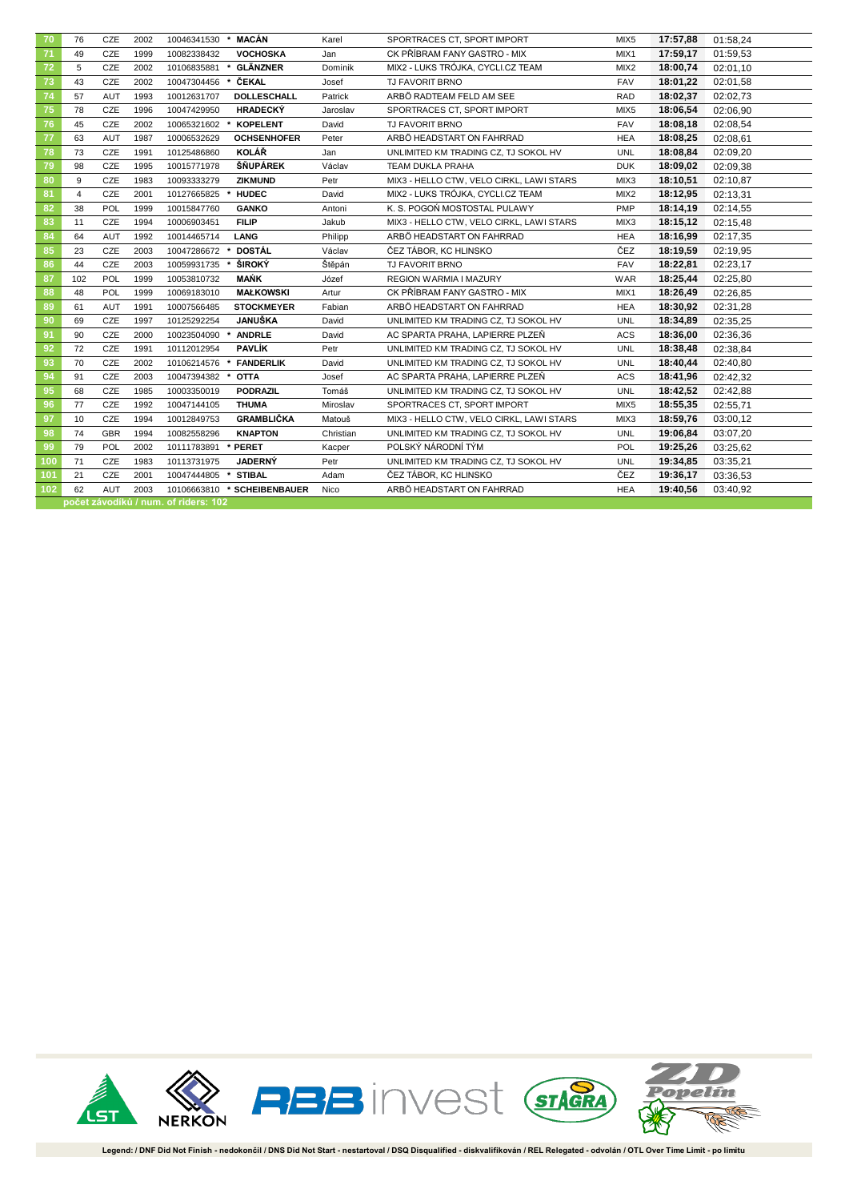| | | | | | | | | | | |
|---|---|---|---|---|---|---|---|---|---|---|
| 70 | 76 | CZE | 2002 | 10046341530 * | MACÁN | Karel | SPORTRACES CT, SPORT IMPORT | MIX5 | 18:57,88 | 01:58,24 |
| 71 | 49 | CZE | 1999 | 10082338432 | VOCHOSKA | Jan | CK PŘÍBRAM FANY GASTRO - MIX | MIX1 | 17:59,17 | 01:59,53 |
| 72 | 5 | CZE | 2002 | 10106835881 * | GLÄNZNER | Dominik | MIX2 - LUKS TRÓJKA, CYCLI.CZ TEAM | MIX2 | 18:00,74 | 02:01,10 |
| 73 | 43 | CZE | 2002 | 10047304456 * | ČEKAL | Josef | TJ FAVORIT BRNO | FAV | 18:01,22 | 02:01,58 |
| 74 | 57 | AUT | 1993 | 10012631707 | DOLLESCHALL | Patrick | ARBÖ RADTEAM FELD AM SEE | RAD | 18:02,37 | 02:02,73 |
| 75 | 78 | CZE | 1996 | 10047429950 | HRADECKÝ | Jaroslav | SPORTRACES CT, SPORT IMPORT | MIX5 | 18:06,54 | 02:06,90 |
| 76 | 45 | CZE | 2002 | 10065321602 * | KOPELENT | David | TJ FAVORIT BRNO | FAV | 18:08,18 | 02:08,54 |
| 77 | 63 | AUT | 1987 | 10006532629 | OCHSENHOFER | Peter | ARBÖ HEADSTART ON FAHRRAD | HEA | 18:08,25 | 02:08,61 |
| 78 | 73 | CZE | 1991 | 10125486860 | KOLÁŘ | Jan | UNLIMITED KM TRADING CZ, TJ SOKOL HV | UNL | 18:08,84 | 02:09,20 |
| 79 | 98 | CZE | 1995 | 10015771978 | ŠŇUPÁREK | Václav | TEAM DUKLA PRAHA | DUK | 18:09,02 | 02:09,38 |
| 80 | 9 | CZE | 1983 | 10093333279 | ZIKMUND | Petr | MIX3 - HELLO CTW, VELO CIRKL, LAWI STARS | MIX3 | 18:10,51 | 02:10,87 |
| 81 | 4 | CZE | 2001 | 10127665825 * | HUDEC | David | MIX2 - LUKS TRÓJKA, CYCLI.CZ TEAM | MIX2 | 18:12,95 | 02:13,31 |
| 82 | 38 | POL | 1999 | 10015847760 | GANKO | Antoni | K. S. POGOŃ MOSTOSTAL PULAWY | PMP | 18:14,19 | 02:14,55 |
| 83 | 11 | CZE | 1994 | 10006903451 | FILIP | Jakub | MIX3 - HELLO CTW, VELO CIRKL, LAWI STARS | MIX3 | 18:15,12 | 02:15,48 |
| 84 | 64 | AUT | 1992 | 10014465714 | LANG | Philipp | ARBÖ HEADSTART ON FAHRRAD | HEA | 18:16,99 | 02:17,35 |
| 85 | 23 | CZE | 2003 | 10047286672 * | DOSTÁL | Václav | ČEZ TÁBOR, KC HLINSKO | ČEZ | 18:19,59 | 02:19,95 |
| 86 | 44 | CZE | 2003 | 10059931735 * | ŠIROKÝ | Štěpán | TJ FAVORIT BRNO | FAV | 18:22,81 | 02:23,17 |
| 87 | 102 | POL | 1999 | 10053810732 | MAŃK | Józef | REGION WARMIA I MAZURY | WAR | 18:25,44 | 02:25,80 |
| 88 | 48 | POL | 1999 | 10069183010 | MAŁKOWSKI | Artur | CK PŘÍBRAM FANY GASTRO - MIX | MIX1 | 18:26,49 | 02:26,85 |
| 89 | 61 | AUT | 1991 | 10007566485 | STOCKMEYER | Fabian | ARBÖ HEADSTART ON FAHRRAD | HEA | 18:30,92 | 02:31,28 |
| 90 | 69 | CZE | 1997 | 10125292254 | JANUŠKA | David | UNLIMITED KM TRADING CZ, TJ SOKOL HV | UNL | 18:34,89 | 02:35,25 |
| 91 | 90 | CZE | 2000 | 10023504090 * | ANDRLE | David | AC SPARTA PRAHA, LAPIERRE PLZEŇ | ACS | 18:36,00 | 02:36,36 |
| 92 | 72 | CZE | 1991 | 10112012954 | PAVLÍK | Petr | UNLIMITED KM TRADING CZ, TJ SOKOL HV | UNL | 18:38,48 | 02:38,84 |
| 93 | 70 | CZE | 2002 | 10106214576 * | FANDERLIK | David | UNLIMITED KM TRADING CZ, TJ SOKOL HV | UNL | 18:40,44 | 02:40,80 |
| 94 | 91 | CZE | 2003 | 10047394382 * | OTTA | Josef | AC SPARTA PRAHA, LAPIERRE PLZEŇ | ACS | 18:41,96 | 02:42,32 |
| 95 | 68 | CZE | 1985 | 10003350019 | PODRAZIL | Tomáš | UNLIMITED KM TRADING CZ, TJ SOKOL HV | UNL | 18:42,52 | 02:42,88 |
| 96 | 77 | CZE | 1992 | 10047144105 | THUMA | Miroslav | SPORTRACES CT, SPORT IMPORT | MIX5 | 18:55,35 | 02:55,71 |
| 97 | 10 | CZE | 1994 | 10012849753 | GRAMBLIČKA | Matouš | MIX3 - HELLO CTW, VELO CIRKL, LAWI STARS | MIX3 | 18:59,76 | 03:00,12 |
| 98 | 74 | GBR | 1994 | 10082558296 | KNAPTON | Christian | UNLIMITED KM TRADING CZ, TJ SOKOL HV | UNL | 19:06,84 | 03:07,20 |
| 99 | 79 | POL | 2002 | 10111783891 * | PERET | Kacper | POLSKÝ NÁRODNÍ TÝM | POL | 19:25,26 | 03:25,62 |
| 100 | 71 | CZE | 1983 | 10113731975 | JADERNÝ | Petr | UNLIMITED KM TRADING CZ, TJ SOKOL HV | UNL | 19:34,85 | 03:35,21 |
| 101 | 21 | CZE | 2001 | 10047444805 * | STIBAL | Adam | ČEZ TÁBOR, KC HLINSKO | ČEZ | 19:36,17 | 03:36,53 |
| 102 | 62 | AUT | 2003 | 10106663810 * | SCHEIBENBAUER | Nico | ARBÖ HEADSTART ON FAHRRAD | HEA | 19:40,56 | 03:40,92 |

**počet závodníků / num. of riders: 102**

Legend: / DNF Did Not Finish - nedokončil / DNS Did Not Start - nestartoval / DSQ Disqualified - diskvalifikován / REL Relegated - odvolán / OTL Over Time Limit - po limitu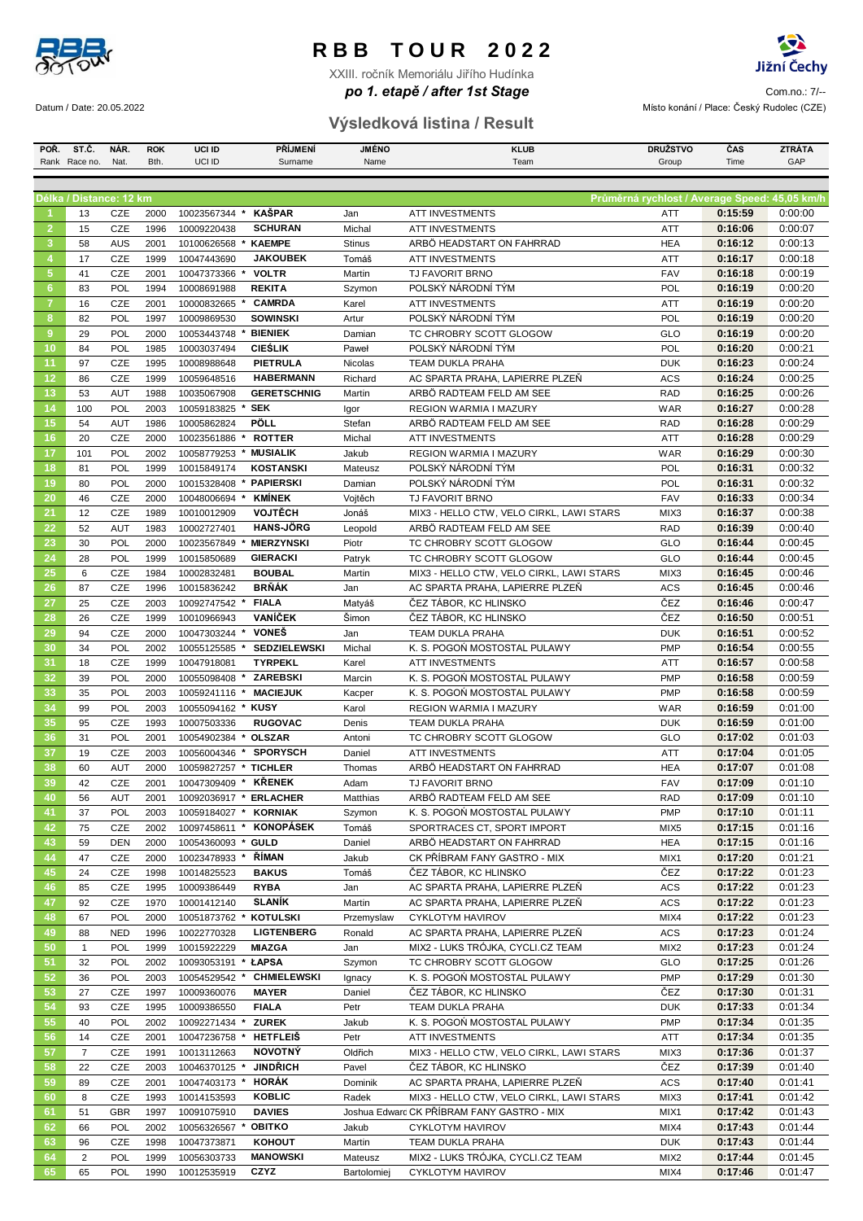# RBB TOUR 2022

XXIII. ročník Memoriálu Jiřího Hudínka

***po 1. etapě / after 1st Stage***

Datum / Date: 20.05.2022

Com.no.: 7/--

Místo konání / Place: Český Rudolec (CZE)

## Výsledková listina / Result

Délka / Distance: 12 km — Průměrná rychlost / Average Speed: 45,05 km/h

| POŘ. Rank | ST.Č. Race no. | NÁR. Nat. | ROK Bth. | UCI ID | PŘÍJMENÍ Surname | JMÉNO Name | KLUB Team | DRUŽSTVO Group | ČAS Time | ZTRÁTA GAP |
|---|---|---|---|---|---|---|---|---|---|---|
| 1 | 13 | CZE | 2000 | 10023567344 * | KAŠPAR | Jan | ATT INVESTMENTS | ATT | 0:15:59 | 0:00:00 |
| 2 | 15 | CZE | 1996 | 10009220438 | SCHURAN | Michal | ATT INVESTMENTS | ATT | 0:16:06 | 0:00:07 |
| 3 | 58 | AUS | 2001 | 10100626568 * | KAEMPE | Stinus | ARBÖ HEADSTART ON FAHRRAD | HEA | 0:16:12 | 0:00:13 |
| 4 | 17 | CZE | 1999 | 10047443690 | JAKOUBEK | Tomáš | ATT INVESTMENTS | ATT | 0:16:17 | 0:00:18 |
| 5 | 41 | CZE | 2001 | 10047373366 * | VOLTR | Martin | TJ FAVORIT BRNO | FAV | 0:16:18 | 0:00:19 |
| 6 | 83 | POL | 1994 | 10008691988 | REKITA | Szymon | POLSKÝ NÁRODNÍ TÝM | POL | 0:16:19 | 0:00:20 |
| 7 | 16 | CZE | 2001 | 10000832665 * | CAMRDA | Karel | ATT INVESTMENTS | ATT | 0:16:19 | 0:00:20 |
| 8 | 82 | POL | 1997 | 10009869530 | SOWINSKI | Artur | POLSKÝ NÁRODNÍ TÝM | POL | 0:16:19 | 0:00:20 |
| 9 | 29 | POL | 2000 | 10053443748 * | BIENIEK | Damian | TC CHROBRY SCOTT GLOGOW | GLO | 0:16:19 | 0:00:20 |
| 10 | 84 | POL | 1985 | 10003037494 | CIEŚLIK | Paweł | POLSKÝ NÁRODNÍ TÝM | POL | 0:16:20 | 0:00:21 |
| 11 | 97 | CZE | 1995 | 10008988648 | PIETRULA | Nicolas | TEAM DUKLA PRAHA | DUK | 0:16:23 | 0:00:24 |
| 12 | 86 | CZE | 1999 | 10059648516 | HABERMANN | Richard | AC SPARTA PRAHA, LAPIERRE PLZEŇ | ACS | 0:16:24 | 0:00:25 |
| 13 | 53 | AUT | 1988 | 10035067908 | GERETSCHNIG | Martin | ARBÖ RADTEAM FELD AM SEE | RAD | 0:16:25 | 0:00:26 |
| 14 | 100 | POL | 2003 | 10059183825 * | SEK | Igor | REGION WARMIA I MAZURY | WAR | 0:16:27 | 0:00:28 |
| 15 | 54 | AUT | 1986 | 10005862824 | PÖLL | Stefan | ARBÖ RADTEAM FELD AM SEE | RAD | 0:16:28 | 0:00:29 |
| 16 | 20 | CZE | 2000 | 10023561886 * | ROTTER | Michal | ATT INVESTMENTS | ATT | 0:16:28 | 0:00:29 |
| 17 | 101 | POL | 2002 | 10058779253 * | MUSIALIK | Jakub | REGION WARMIA I MAZURY | WAR | 0:16:29 | 0:00:30 |
| 18 | 81 | POL | 1999 | 10015849174 | KOSTANSKI | Mateusz | POLSKÝ NÁRODNÍ TÝM | POL | 0:16:31 | 0:00:32 |
| 19 | 80 | POL | 2000 | 10015328408 * | PAPIERSKI | Damian | POLSKÝ NÁRODNÍ TÝM | POL | 0:16:31 | 0:00:32 |
| 20 | 46 | CZE | 2000 | 10048006694 * | KMÍNEK | Vojtěch | TJ FAVORIT BRNO | FAV | 0:16:33 | 0:00:34 |
| 21 | 12 | CZE | 1989 | 10010012909 | VOJTĚCH | Jonáš | MIX3 - HELLO CTW, VELO CIRKL, LAWI STARS | MIX3 | 0:16:37 | 0:00:38 |
| 22 | 52 | AUT | 1983 | 10002727401 | HANS-JÖRG | Leopold | ARBÖ RADTEAM FELD AM SEE | RAD | 0:16:39 | 0:00:40 |
| 23 | 30 | POL | 2000 | 10023567849 * | MIERZYNSKI | Piotr | TC CHROBRY SCOTT GLOGOW | GLO | 0:16:44 | 0:00:45 |
| 24 | 28 | POL | 1999 | 10015850689 | GIERACKI | Patryk | TC CHROBRY SCOTT GLOGOW | GLO | 0:16:44 | 0:00:45 |
| 25 | 6 | CZE | 1984 | 10002832481 | BOUBAL | Martin | MIX3 - HELLO CTW, VELO CIRKL, LAWI STARS | MIX3 | 0:16:45 | 0:00:46 |
| 26 | 87 | CZE | 1996 | 10015836242 | BRŇÁK | Jan | AC SPARTA PRAHA, LAPIERRE PLZEŇ | ACS | 0:16:45 | 0:00:46 |
| 27 | 25 | CZE | 2003 | 10092747542 * | FIALA | Matyáš | ČEZ TÁBOR, KC HLINSKO | ČEZ | 0:16:46 | 0:00:47 |
| 28 | 26 | CZE | 1999 | 10010966943 | VANÍČEK | Šimon | ČEZ TÁBOR, KC HLINSKO | ČEZ | 0:16:50 | 0:00:51 |
| 29 | 94 | CZE | 2000 | 10047303244 * | VONEŠ | Jan | TEAM DUKLA PRAHA | DUK | 0:16:51 | 0:00:52 |
| 30 | 34 | POL | 2002 | 10055125585 * | SEDZIELEWSKI | Michal | K. S. POGOŃ MOSTOSTAL PULAWY | PMP | 0:16:54 | 0:00:55 |
| 31 | 18 | CZE | 1999 | 10047918081 | TYRPEKL | Karel | ATT INVESTMENTS | ATT | 0:16:57 | 0:00:58 |
| 32 | 39 | POL | 2000 | 10055098408 * | ZAREBSKI | Marcin | K. S. POGOŃ MOSTOSTAL PULAWY | PMP | 0:16:58 | 0:00:59 |
| 33 | 35 | POL | 2003 | 10059241116 * | MACIEJUK | Kacper | K. S. POGOŃ MOSTOSTAL PULAWY | PMP | 0:16:58 | 0:00:59 |
| 34 | 99 | POL | 2003 | 10055094162 * | KUSY | Karol | REGION WARMIA I MAZURY | WAR | 0:16:59 | 0:01:00 |
| 35 | 95 | CZE | 1993 | 10007503336 | RUGOVAC | Denis | TEAM DUKLA PRAHA | DUK | 0:16:59 | 0:01:00 |
| 36 | 31 | POL | 2001 | 10054902384 * | OLSZAR | Antoni | TC CHROBRY SCOTT GLOGOW | GLO | 0:17:02 | 0:01:03 |
| 37 | 19 | CZE | 2003 | 10056004346 * | SPORYSCH | Daniel | ATT INVESTMENTS | ATT | 0:17:04 | 0:01:05 |
| 38 | 60 | AUT | 2000 | 10059827257 * | TICHLER | Thomas | ARBÖ HEADSTART ON FAHRRAD | HEA | 0:17:07 | 0:01:08 |
| 39 | 42 | CZE | 2001 | 10047309409 * | KŘENEK | Adam | TJ FAVORIT BRNO | FAV | 0:17:09 | 0:01:10 |
| 40 | 56 | AUT | 2001 | 10092036917 * | ERLACHER | Matthias | ARBÖ RADTEAM FELD AM SEE | RAD | 0:17:09 | 0:01:10 |
| 41 | 37 | POL | 2003 | 10059184027 * | KORNIAK | Szymon | K. S. POGOŃ MOSTOSTAL PULAWY | PMP | 0:17:10 | 0:01:11 |
| 42 | 72 | CZE | 2002 | 10097458611 * | KONOPÁSEK | Tomáš | SPORTRACES CT, SPORT IMPORT | MIX5 | 0:17:15 | 0:01:16 |
| 43 | 59 | DEN | 2000 | 10054360093 * | GULD | Daniel | ARBÖ HEADSTART ON FAHRRAD | HEA | 0:17:15 | 0:01:16 |
| 44 | 47 | CZE | 2000 | 10023478933 * | ŘÍMAN | Jakub | CK PŘÍBRAM FANY GASTRO - MIX | MIX1 | 0:17:20 | 0:01:21 |
| 45 | 24 | CZE | 1998 | 10014825523 | BAKUS | Tomáš | ČEZ TÁBOR, KC HLINSKO | ČEZ | 0:17:22 | 0:01:23 |
| 46 | 85 | CZE | 1995 | 10009386449 | RYBA | Jan | AC SPARTA PRAHA, LAPIERRE PLZEŇ | ACS | 0:17:22 | 0:01:23 |
| 47 | 92 | CZE | 1970 | 10001412140 | SLANÍK | Martin | AC SPARTA PRAHA, LAPIERRE PLZEŇ | ACS | 0:17:22 | 0:01:23 |
| 48 | 67 | POL | 2000 | 10051873762 * | KOTULSKI | Przemyslaw | CYKLOTYM HAVIROV | MIX4 | 0:17:22 | 0:01:23 |
| 49 | 88 | NED | 1996 | 10022770328 | LIGTENBERG | Ronald | AC SPARTA PRAHA, LAPIERRE PLZEŇ | ACS | 0:17:23 | 0:01:24 |
| 50 | 1 | POL | 1999 | 10015922229 | MIAZGA | Jan | MIX2 - LUKS TRÓJKA, CYCLI.CZ TEAM | MIX2 | 0:17:23 | 0:01:24 |
| 51 | 32 | POL | 2002 | 10093053191 * | ŁAPSA | Szymon | TC CHROBRY SCOTT GLOGOW | GLO | 0:17:25 | 0:01:26 |
| 52 | 36 | POL | 2003 | 10054529542 * | CHMIELEWSKI | Ignacy | K. S. POGOŃ MOSTOSTAL PULAWY | PMP | 0:17:29 | 0:01:30 |
| 53 | 27 | CZE | 1997 | 10009360076 | MAYER | Daniel | ČEZ TÁBOR, KC HLINSKO | ČEZ | 0:17:30 | 0:01:31 |
| 54 | 93 | CZE | 1995 | 10009386550 | FIALA | Petr | TEAM DUKLA PRAHA | DUK | 0:17:33 | 0:01:34 |
| 55 | 40 | POL | 2002 | 10092271434 * | ZUREK | Jakub | K. S. POGOŃ MOSTOSTAL PULAWY | PMP | 0:17:34 | 0:01:35 |
| 56 | 14 | CZE | 2001 | 10047236758 * | HETFLEIŠ | Petr | ATT INVESTMENTS | ATT | 0:17:34 | 0:01:35 |
| 57 | 7 | CZE | 1991 | 10013112663 | NOVOTNÝ | Oldřich | MIX3 - HELLO CTW, VELO CIRKL, LAWI STARS | MIX3 | 0:17:36 | 0:01:37 |
| 58 | 22 | CZE | 2003 | 10046370125 * | JINDŘICH | Pavel | ČEZ TÁBOR, KC HLINSKO | ČEZ | 0:17:39 | 0:01:40 |
| 59 | 89 | CZE | 2001 | 10047403173 * | HORÁK | Dominik | AC SPARTA PRAHA, LAPIERRE PLZEŇ | ACS | 0:17:40 | 0:01:41 |
| 60 | 8 | CZE | 1993 | 10014153593 | KOBLIC | Radek | MIX3 - HELLO CTW, VELO CIRKL, LAWI STARS | MIX3 | 0:17:41 | 0:01:42 |
| 61 | 51 | GBR | 1997 | 10091075910 | DAVIES | Joshua Edward | CK PŘÍBRAM FANY GASTRO - MIX | MIX1 | 0:17:42 | 0:01:43 |
| 62 | 66 | POL | 2002 | 10056326567 * | OBITKO | Jakub | CYKLOTYM HAVIROV | MIX4 | 0:17:43 | 0:01:44 |
| 63 | 96 | CZE | 1998 | 10047373871 | KOHOUT | Martin | TEAM DUKLA PRAHA | DUK | 0:17:43 | 0:01:44 |
| 64 | 2 | POL | 1999 | 10056303733 | MANOWSKI | Mateusz | MIX2 - LUKS TRÓJKA, CYCLI.CZ TEAM | MIX2 | 0:17:44 | 0:01:45 |
| 65 | 65 | POL | 1990 | 10012535919 | CZYZ | Bartolomiej | CYKLOTYM HAVIROV | MIX4 | 0:17:46 | 0:01:47 |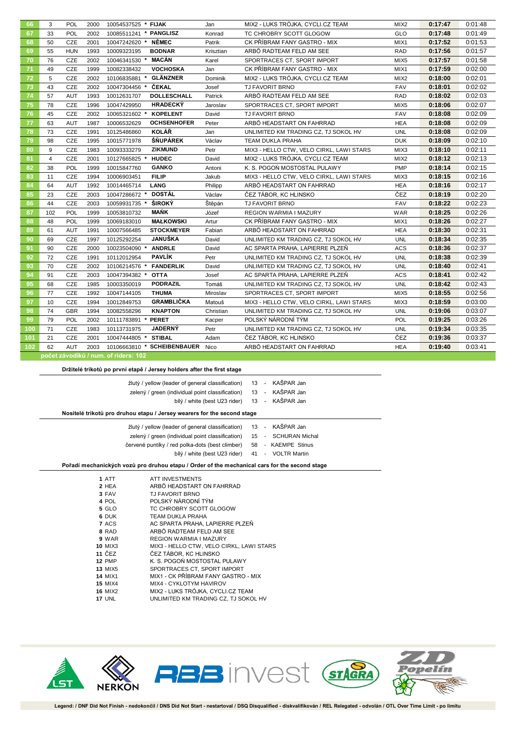| | | | | | | | | | | |
|---|---|---|---|---|---|---|---|---|---|---|
| 66 | 3 | POL | 2000 | 10054537525 * | **FIJAK** | Jan | MIX2 - LUKS TRÓJKA, CYCLI.CZ TEAM | MIX2 | **0:17:47** | 0:01:48 |
| 67 | 33 | POL | 2002 | 10085511241 * | **PANGLISZ** | Konrad | TC CHROBRY SCOTT GLOGOW | GLO | **0:17:48** | 0:01:49 |
| 68 | 50 | CZE | 2001 | 10047242620 * | **NĚMEC** | Patrik | CK PŘÍBRAM FANY GASTRO - MIX | MIX1 | **0:17:52** | 0:01:53 |
| 69 | 55 | HUN | 1993 | 10009323195 | **BODNAR** | Krisztian | ARBÖ RADTEAM FELD AM SEE | RAD | **0:17:56** | 0:01:57 |
| 70 | 76 | CZE | 2002 | 10046341530 * | **MACÁN** | Karel | SPORTRACES CT, SPORT IMPORT | MIX5 | **0:17:57** | 0:01:58 |
| 71 | 49 | CZE | 1999 | 10082338432 | **VOCHOSKA** | Jan | CK PŘÍBRAM FANY GASTRO - MIX | MIX1 | **0:17:59** | 0:02:00 |
| 72 | 5 | CZE | 2002 | 10106835881 * | **GLÄNZNER** | Dominik | MIX2 - LUKS TRÓJKA, CYCLI.CZ TEAM | MIX2 | **0:18:00** | 0:02:01 |
| 73 | 43 | CZE | 2002 | 10047304456 * | **ČEKAL** | Josef | TJ FAVORIT BRNO | FAV | **0:18:01** | 0:02:02 |
| 74 | 57 | AUT | 1993 | 10012631707 | **DOLLESCHALL** | Patrick | ARBÖ RADTEAM FELD AM SEE | RAD | **0:18:02** | 0:02:03 |
| 75 | 78 | CZE | 1996 | 10047429950 | **HRADECKÝ** | Jaroslav | SPORTRACES CT, SPORT IMPORT | MIX5 | **0:18:06** | 0:02:07 |
| 76 | 45 | CZE | 2002 | 10065321602 * | **KOPELENT** | David | TJ FAVORIT BRNO | FAV | **0:18:08** | 0:02:09 |
| 77 | 63 | AUT | 1987 | 10006532629 | **OCHSENHOFER** | Peter | ARBÖ HEADSTART ON FAHRRAD | HEA | **0:18:08** | 0:02:09 |
| 78 | 73 | CZE | 1991 | 10125486860 | **KOLÁŘ** | Jan | UNLIMITED KM TRADING CZ, TJ SOKOL HV | UNL | **0:18:08** | 0:02:09 |
| 79 | 98 | CZE | 1995 | 10015771978 | **ŠŇUPÁREK** | Václav | TEAM DUKLA PRAHA | DUK | **0:18:09** | 0:02:10 |
| 80 | 9 | CZE | 1983 | 10093333279 | **ZIKMUND** | Petr | MIX3 - HELLO CTW, VELO CIRKL, LAWI STARS | MIX3 | **0:18:10** | 0:02:11 |
| 81 | 4 | CZE | 2001 | 10127665825 * | **HUDEC** | David | MIX2 - LUKS TRÓJKA, CYCLI.CZ TEAM | MIX2 | **0:18:12** | 0:02:13 |
| 82 | 38 | POL | 1999 | 10015847760 | **GANKO** | Antoni | K. S. POGOŃ MOSTOSTAL PULAWY | PMP | **0:18:14** | 0:02:15 |
| 83 | 11 | CZE | 1994 | 10006903451 | **FILIP** | Jakub | MIX3 - HELLO CTW, VELO CIRKL, LAWI STARS | MIX3 | **0:18:15** | 0:02:16 |
| 84 | 64 | AUT | 1992 | 10014465714 | **LANG** | Philipp | ARBÖ HEADSTART ON FAHRRAD | HEA | **0:18:16** | 0:02:17 |
| 85 | 23 | CZE | 2003 | 10047286672 * | **DOSTÁL** | Václav | ČEZ TÁBOR, KC HLINSKO | ČEZ | **0:18:19** | 0:02:20 |
| 86 | 44 | CZE | 2003 | 10059931735 * | **ŠIROKÝ** | Štěpán | TJ FAVORIT BRNO | FAV | **0:18:22** | 0:02:23 |
| 87 | 102 | POL | 1999 | 10053810732 | **MAŃK** | Józef | REGION WARMIA I MAZURY | WAR | **0:18:25** | 0:02:26 |
| 88 | 48 | POL | 1999 | 10069183010 | **MAŁKOWSKI** | Artur | CK PŘÍBRAM FANY GASTRO - MIX | MIX1 | **0:18:26** | 0:02:27 |
| 89 | 61 | AUT | 1991 | 10007566485 | **STOCKMEYER** | Fabian | ARBÖ HEADSTART ON FAHRRAD | HEA | **0:18:30** | 0:02:31 |
| 90 | 69 | CZE | 1997 | 10125292254 | **JANUŠKA** | David | UNLIMITED KM TRADING CZ, TJ SOKOL HV | UNL | **0:18:34** | 0:02:35 |
| 91 | 90 | CZE | 2000 | 10023504090 * | **ANDRLE** | David | AC SPARTA PRAHA, LAPIERRE PLZEŇ | ACS | **0:18:36** | 0:02:37 |
| 92 | 72 | CZE | 1991 | 10112012954 | **PAVLÍK** | Petr | UNLIMITED KM TRADING CZ, TJ SOKOL HV | UNL | **0:18:38** | 0:02:39 |
| 93 | 70 | CZE | 2002 | 10106214576 * | **FANDERLIK** | David | UNLIMITED KM TRADING CZ, TJ SOKOL HV | UNL | **0:18:40** | 0:02:41 |
| 94 | 91 | CZE | 2003 | 10047394382 * | **OTTA** | Josef | AC SPARTA PRAHA, LAPIERRE PLZEŇ | ACS | **0:18:41** | 0:02:42 |
| 95 | 68 | CZE | 1985 | 10003350019 | **PODRAZIL** | Tomáš | UNLIMITED KM TRADING CZ, TJ SOKOL HV | UNL | **0:18:42** | 0:02:43 |
| 96 | 77 | CZE | 1992 | 10047144105 | **THUMA** | Miroslav | SPORTRACES CT, SPORT IMPORT | MIX5 | **0:18:55** | 0:02:56 |
| 97 | 10 | CZE | 1994 | 10012849753 | **GRAMBLIČKA** | Matouš | MIX3 - HELLO CTW, VELO CIRKL, LAWI STARS | MIX3 | **0:18:59** | 0:03:00 |
| 98 | 74 | GBR | 1994 | 10082558296 | **KNAPTON** | Christian | UNLIMITED KM TRADING CZ, TJ SOKOL HV | UNL | **0:19:06** | 0:03:07 |
| 99 | 79 | POL | 2002 | 10111783891 * | **PERET** | Kacper | POLSKÝ NÁRODNÍ TÝM | POL | **0:19:25** | 0:03:26 |
| 100 | 71 | CZE | 1983 | 10113731975 | **JADERNÝ** | Petr | UNLIMITED KM TRADING CZ, TJ SOKOL HV | UNL | **0:19:34** | 0:03:35 |
| 101 | 21 | CZE | 2001 | 10047444805 * | **STIBAL** | Adam | ČEZ TÁBOR, KC HLINSKO | ČEZ | **0:19:36** | 0:03:37 |
| 102 | 62 | AUT | 2003 | 10106663810 * | **SCHEIBENBAUER** | Nico | ARBÖ HEADSTART ON FAHRRAD | HEA | **0:19:40** | 0:03:41 |

**počet závodníků / num. of riders: 102**

**Držitelé trikotů po první etapě / Jersey holders after the first stage**

| | | |
|---|---|---|
| žlutý / yellow (leader of general classification) | 13 | KAŠPAR Jan |
| zelený / green (individual point classification) | 13 | KAŠPAR Jan |
| bílý / white (best U23 rider) | 13 | KAŠPAR Jan |

**Nositelé trikotů pro druhou etapu / Jersey wearers for the second stage**

| | | |
|---|---|---|
| žlutý / yellow (leader of general classification) | 13 | KAŠPAR Jan |
| zelený / green (individual point classification) | 15 | SCHURAN Michal |
| červené puntíky / red polka-dots (best climber) | 58 | KAEMPE Stinus |
| bílý / white (best U23 rider) | 41 | VOLTR Martin |

**Pořadí mechanických vozů pro druhou etapu / Order of the mechanical cars for the second stage**

| | | |
|---|---|---|
| **1** | ATT | ATT INVESTMENTS |
| **2** | HEA | ARBÖ HEADSTART ON FAHRRAD |
| **3** | FAV | TJ FAVORIT BRNO |
| **4** | POL | POLSKÝ NÁRODNÍ TÝM |
| **5** | GLO | TC CHROBRY SCOTT GLOGOW |
| **6** | DUK | TEAM DUKLA PRAHA |
| **7** | ACS | AC SPARTA PRAHA, LAPIERRE PLZEŇ |
| **8** | RAD | ARBÖ RADTEAM FELD AM SEE |
| **9** | WAR | REGION WARMIA I MAZURY |
| **10** | MIX3 | MIX3 - HELLO CTW, VELO CIRKL, LAWI STARS |
| **11** | ČEZ | ČEZ TÁBOR, KC HLINSKO |
| **12** | PMP | K. S. POGOŃ MOSTOSTAL PULAWY |
| **13** | MIX5 | SPORTRACES CT, SPORT IMPORT |
| **14** | MIX1 | MIX1 - CK PŘÍBRAM FANY GASTRO - MIX |
| **15** | MIX4 | MIX4 - CYKLOTYM HAVIROV |
| **16** | MIX2 | MIX2 - LUKS TRÓJKA, CYCLI.CZ TEAM |
| **17** | UNL | UNLIMITED KM TRADING CZ, TJ SOKOL HV |

LST NERKON RBB invest STAGRA ZD Popelín

**Legend: / DNF Did Not Finish - nedokončil / DNS Did Not Start - nestartoval / DSQ Disqualified - diskvalifikován / REL Relegated - odvolán / OTL Over Time Limit - po limitu**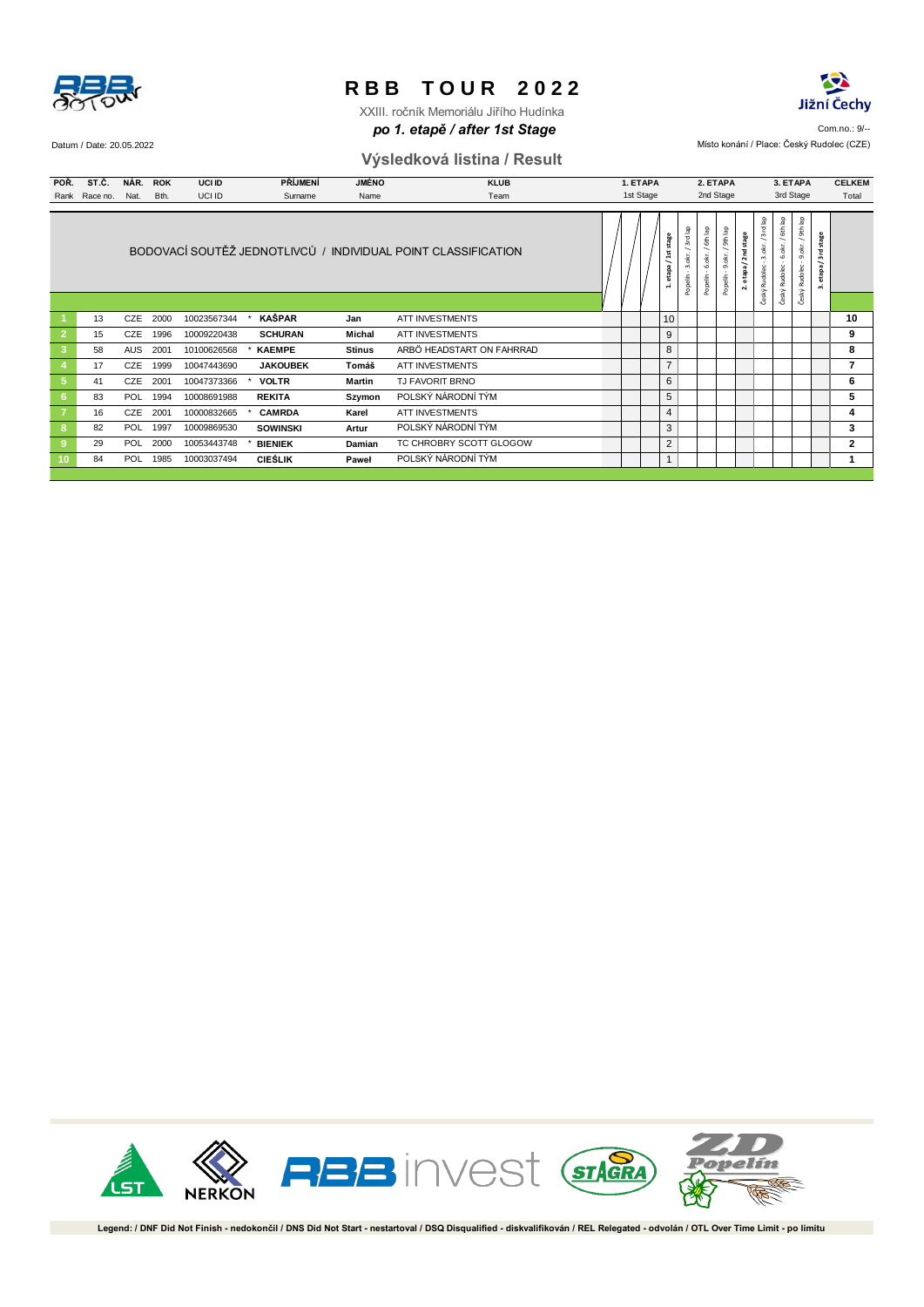# RBB TOUR 2022

XXIII. ročník Memoriálu Jiřího Hudínka

***po 1. etapě / after 1st Stage***

Datum / Date: 20.05.2022

Com.no.: 9/--

Místo konání / Place: Český Rudolec (CZE)

## Výsledková listina / Result

BODOVACÍ SOUTĚŽ JEDNOTLIVCŮ / INDIVIDUAL POINT CLASSIFICATION

| POŘ. Rank | ST.Č. Race no. | NÁR. Nat. | ROK Bth. | UCI ID | PŘÍJMENÍ Surname | JMÉNO Name | KLUB Team | 1. ETAPA 1st Stage | | | 1. etapa / 1st stage | Popelín - 3. okr. / 3rd lap | Popelín - 6. okr. / 6th lap | Popelín - 9. okr. / 9th lap | 2. etapa / 2nd stage | Český Rudolec - 3. okr. / 3rd lap | Český Rudolec - 6. okr. / 6th lap | Český Rudolec - 9. okr. / 9th lap | 3. etapa / 3rd stage | CELKEM Total |
|---|---|---|---|---|---|---|---|---|---|---|---|---|---|---|---|---|---|---|---|---|
| 1 | 13 | CZE | 2000 | 10023567344 | * KAŠPAR | Jan | ATT INVESTMENTS | | | | 10 | | | | | | | | | 10 |
| 2 | 15 | CZE | 1996 | 10009220438 | SCHURAN | Michal | ATT INVESTMENTS | | | | 9 | | | | | | | | | 9 |
| 3 | 58 | AUS | 2001 | 10100626568 | * KAEMPE | Stinus | ARBÖ HEADSTART ON FAHRRAD | | | | 8 | | | | | | | | | 8 |
| 4 | 17 | CZE | 1999 | 10047443690 | JAKOUBEK | Tomáš | ATT INVESTMENTS | | | | 7 | | | | | | | | | 7 |
| 5 | 41 | CZE | 2001 | 10047373366 | * VOLTR | Martin | TJ FAVORIT BRNO | | | | 6 | | | | | | | | | 6 |
| 6 | 83 | POL | 1994 | 10008691988 | REKITA | Szymon | POLSKÝ NÁRODNÍ TÝM | | | | 5 | | | | | | | | | 5 |
| 7 | 16 | CZE | 2001 | 10000832665 | * CAMRDA | Karel | ATT INVESTMENTS | | | | 4 | | | | | | | | | 4 |
| 8 | 82 | POL | 1997 | 10009869530 | SOWINSKI | Artur | POLSKÝ NÁRODNÍ TÝM | | | | 3 | | | | | | | | | 3 |
| 9 | 29 | POL | 2000 | 10053443748 | * BIENIEK | Damian | TC CHROBRY SCOTT GLOGOW | | | | 2 | | | | | | | | | 2 |
| 10 | 84 | POL | 1985 | 10003037494 | CIEŚLIK | Paweł | POLSKÝ NÁRODNÍ TÝM | | | | 1 | | | | | | | | | 1 |

Legend: / DNF Did Not Finish - nedokončil / DNS Did Not Start - nestartoval / DSQ Disqualified - diskvalifikován / REL Relegated - odvolán / OTL Over Time Limit - po limitu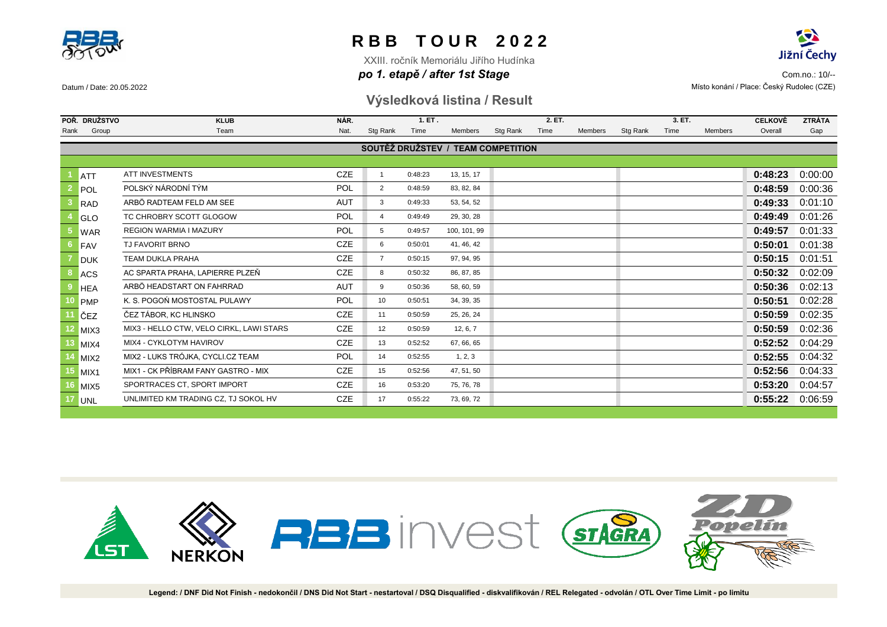# RBB TOUR 2022

XXIII. ročník Memoriálu Jiřího Hudínka

***po 1. etapě / after 1st Stage***

Com.no.: 10/--

Datum / Date: 20.05.2022

Místo konání / Place: Český Rudolec (CZE)

## Výsledková listina / Result

| POŘ. Rank | DRUŽSTVO Group | KLUB Team | NÁR. Nat. | 1. ET. Stg Rank | | | 2. ET. Stg Rank | | | 3. ET. Stg Rank | | | CELKOVĚ Overall | ZTRÁTA Gap |
|---|---|---|---|---|---|---|---|---|---|---|---|---|---|---|
| | | | | Stg Rank | Time | Members | Stg Rank | Time | Members | Stg Rank | Time | Members | | |
| **SOUTĚŽ DRUŽSTEV / TEAM COMPETITION** | | | | | | | | | | | | | | |
| 1 | ATT | ATT INVESTMENTS | CZE | 1 | 0:48:23 | 13, 15, 17 | | | | | | | **0:48:23** | 0:00:00 |
| 2 | POL | POLSKÝ NÁRODNÍ TÝM | POL | 2 | 0:48:59 | 83, 82, 84 | | | | | | | **0:48:59** | 0:00:36 |
| 3 | RAD | ARBÖ RADTEAM FELD AM SEE | AUT | 3 | 0:49:33 | 53, 54, 52 | | | | | | | **0:49:33** | 0:01:10 |
| 4 | GLO | TC CHROBRY SCOTT GLOGOW | POL | 4 | 0:49:49 | 29, 30, 28 | | | | | | | **0:49:49** | 0:01:26 |
| 5 | WAR | REGION WARMIA I MAZURY | POL | 5 | 0:49:57 | 100, 101, 99 | | | | | | | **0:49:57** | 0:01:33 |
| 6 | FAV | TJ FAVORIT BRNO | CZE | 6 | 0:50:01 | 41, 46, 42 | | | | | | | **0:50:01** | 0:01:38 |
| 7 | DUK | TEAM DUKLA PRAHA | CZE | 7 | 0:50:15 | 97, 94, 95 | | | | | | | **0:50:15** | 0:01:51 |
| 8 | ACS | AC SPARTA PRAHA, LAPIERRE PLZEŇ | CZE | 8 | 0:50:32 | 86, 87, 85 | | | | | | | **0:50:32** | 0:02:09 |
| 9 | HEA | ARBÖ HEADSTART ON FAHRRAD | AUT | 9 | 0:50:36 | 58, 60, 59 | | | | | | | **0:50:36** | 0:02:13 |
| 10 | PMP | K. S. POGOŃ MOSTOSTAL PULAWY | POL | 10 | 0:50:51 | 34, 39, 35 | | | | | | | **0:50:51** | 0:02:28 |
| 11 | ČEZ | ČEZ TÁBOR, KC HLINSKO | CZE | 11 | 0:50:59 | 25, 26, 24 | | | | | | | **0:50:59** | 0:02:35 |
| 12 | MIX3 | MIX3 - HELLO CTW, VELO CIRKL, LAWI STARS | CZE | 12 | 0:50:59 | 12, 6, 7 | | | | | | | **0:50:59** | 0:02:36 |
| 13 | MIX4 | MIX4 - CYKLOTYM HAVIROV | CZE | 13 | 0:52:52 | 67, 66, 65 | | | | | | | **0:52:52** | 0:04:29 |
| 14 | MIX2 | MIX2 - LUKS TRÓJKA, CYCLI.CZ TEAM | POL | 14 | 0:52:55 | 1, 2, 3 | | | | | | | **0:52:55** | 0:04:32 |
| 15 | MIX1 | MIX1 - CK PŘÍBRAM FANY GASTRO - MIX | CZE | 15 | 0:52:56 | 47, 51, 50 | | | | | | | **0:52:56** | 0:04:33 |
| 16 | MIX5 | SPORTRACES CT, SPORT IMPORT | CZE | 16 | 0:53:20 | 75, 76, 78 | | | | | | | **0:53:20** | 0:04:57 |
| 17 | UNL | UNLIMITED KM TRADING CZ, TJ SOKOL HV | CZE | 17 | 0:55:22 | 73, 69, 72 | | | | | | | **0:55:22** | 0:06:59 |

**Legend: / DNF Did Not Finish - nedokončil / DNS Did Not Start - nestartoval / DSQ Disqualified - diskvalifikován / REL Relegated - odvolán / OTL Over Time Limit - po limitu**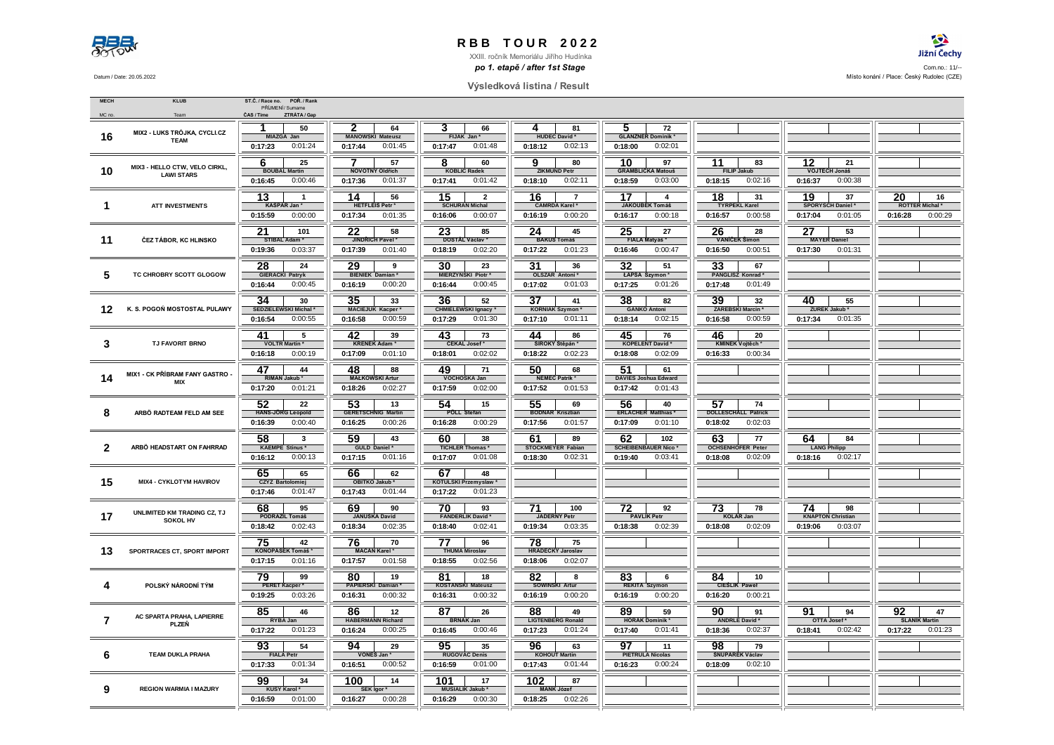# RBB TOUR 2022

XXIII. ročník Memoriálu Jiřího Hudínka

*po 1. etapě / after 1st Stage*

Datum / Date: 20.05.2022

Jižní Čechy

Com.no.: 11/--

Místo konání / Place: Český Rudolec (CZE)

## Výsledková listina / Result

MECH / MC no. | KLUB / Team | ST.Č. / Race no. · POŘ. / Rank · PŘÍJMENÍ / Surname · ČAS / Time · ZTRÁTA / Gap

| MECH | KLUB | Rider 1 | Rider 2 | Rider 3 | Rider 4 | Rider 5 | Rider 6 | Rider 7 | Rider 8 |
|---|---|---|---|---|---|---|---|---|---|
| 16 | MIX2 - LUKS TRÓJKA, CYCLI.CZ TEAM | 1 · 50 · MIAZGA Jan · 0:17:23 · 0:01:24 | 2 · 64 · MANOWSKI Mateusz · 0:17:44 · 0:01:45 | 3 · 66 · FIJAK Jan * · 0:17:47 · 0:01:48 | 4 · 81 · HUDEC David * · 0:18:12 · 0:02:13 | 5 · 72 · GLANZNER Dominik * · 0:18:00 · 0:02:01 | | | |
| 10 | MIX3 - HELLO CTW, VELO CIRKL, LAWI STARS | 6 · 25 · BOUBAL Martin · 0:16:45 · 0:00:46 | 7 · 57 · NOVOTNÝ Oldřich · 0:17:36 · 0:01:37 | 8 · 60 · KOBLIC Radek · 0:17:41 · 0:01:42 | 9 · 80 · ZIKMUND Petr · 0:18:10 · 0:02:11 | 10 · 97 · GRAMBLIČKA Matouš · 0:18:59 · 0:03:00 | 11 · 83 · FILIP Jakub · 0:18:15 · 0:02:16 | 12 · 21 · VOJTĚCH Jonáš · 0:16:37 · 0:00:38 | |
| 1 | ATT INVESTMENTS | 13 · 1 · KAŠPAR Jan * · 0:15:59 · 0:00:00 | 14 · 56 · HETFLEIŠ Petr * · 0:17:34 · 0:01:35 | 15 · 2 · SCHURAN Michal · 0:16:06 · 0:00:07 | 16 · 7 · CAMRDA Karel * · 0:16:19 · 0:00:20 | 17 · 4 · JAKOUBEK Tomáš · 0:16:17 · 0:00:18 | 18 · 31 · TYRPEKL Karel · 0:16:57 · 0:00:58 | 19 · 37 · SPORYSCH Daniel * · 0:17:04 · 0:01:05 | 20 · 16 · ROTTER Michal * · 0:16:28 · 0:00:29 |
| 11 | ČEZ TÁBOR, KC HLINSKO | 21 · 101 · STIBAL Adam * · 0:19:36 · 0:03:37 | 22 · 58 · JINDŘICH Pavel * · 0:17:39 · 0:01:40 | 23 · 85 · DOSTÁL Václav * · 0:18:19 · 0:02:20 | 24 · 45 · BAKUS Tomáš · 0:17:22 · 0:01:23 | 25 · 27 · FIALA Matyáš * · 0:16:46 · 0:00:47 | 26 · 28 · VANÍČEK Šimon · 0:16:50 · 0:00:51 | 27 · 53 · MAYER Daniel · 0:17:30 · 0:01:31 | |
| 5 | TC CHROBRY SCOTT GLOGOW | 28 · 24 · GIERACKI Patryk · 0:16:44 · 0:00:45 | 29 · 9 · BIENIEK Damian * · 0:16:19 · 0:00:20 | 30 · 23 · MIERZYNSKI Piotr * · 0:16:44 · 0:00:45 | 31 · 36 · OLSZAR Antoni * · 0:17:02 · 0:01:03 | 32 · 51 · LAPSA Szymon * · 0:17:25 · 0:01:26 | 33 · 67 · PANGLISZ Konrad * · 0:17:48 · 0:01:49 | | |
| 12 | K. S. POGOŃ MOSTOSTAL PULAWY | 34 · 30 · SEDZIELEWSKI Michal * · 0:16:54 · 0:00:55 | 35 · 33 · MACIEJUK Kacper * · 0:16:58 · 0:00:59 | 36 · 52 · CHMIELEWSKI Ignacy * · 0:17:29 · 0:01:30 | 37 · 41 · KORNIAK Szymon * · 0:17:10 · 0:01:11 | 38 · 82 · GANKO Antoni · 0:18:14 · 0:02:15 | 39 · 32 · ZAREBSKI Marcin * · 0:16:58 · 0:00:59 | 40 · 55 · ZUREK Jakub * · 0:17:34 · 0:01:35 | |
| 3 | TJ FAVORIT BRNO | 41 · 5 · VOLTR Martin * · 0:16:18 · 0:00:19 | 42 · 39 · KRENEK Adam * · 0:17:09 · 0:01:10 | 43 · 73 · CEKAL Josef * · 0:18:01 · 0:02:02 | 44 · 86 · ŠIROKÝ Štěpán * · 0:18:22 · 0:02:23 | 45 · 76 · KOPELENT David * · 0:18:08 · 0:02:09 | 46 · 20 · KMÍNEK Vojtěch * · 0:16:33 · 0:00:34 | | |
| 14 | MIX1 - CK PŘÍBRAM FANY GASTRO - MIX | 47 · 44 · RIMAN Jakub * · 0:17:20 · 0:01:21 | 48 · 88 · MAŁKOWSKI Artur · 0:18:26 · 0:02:27 | 49 · 71 · VOCHOSKA Jan · 0:17:59 · 0:02:00 | 50 · 68 · NĚMEC Patrik * · 0:17:52 · 0:01:53 | 51 · 61 · DAVIES Joshua Edward · 0:17:42 · 0:01:43 | | | |
| 8 | ARBÖ RADTEAM FELD AM SEE | 52 · 22 · HANS-JÖRG Leopold · 0:16:39 · 0:00:40 | 53 · 13 · GERETSCHNIG Martin · 0:16:25 · 0:00:26 | 54 · 15 · PÖLL Stefan · 0:16:28 · 0:00:29 | 55 · 69 · BODNAR Krisztian · 0:17:56 · 0:01:57 | 56 · 40 · ERLACHER Matthias * · 0:17:09 · 0:01:10 | 57 · 74 · DOLLESCHALL Patrick · 0:18:02 · 0:02:03 | | |
| 2 | ARBÖ HEADSTART ON FAHRRAD | 58 · 3 · KAEMPE Stinus * · 0:16:12 · 0:00:13 | 59 · 43 · GULD Daniel * · 0:17:15 · 0:01:16 | 60 · 38 · TICHLER Thomas * · 0:17:07 · 0:01:08 | 61 · 89 · STOCKMEYER Fabian · 0:18:30 · 0:02:31 | 62 · 102 · SCHEIBENBAUER Nico * · 0:19:40 · 0:03:41 | 63 · 77 · OCHSENHOFER Peter · 0:18:08 · 0:02:09 | 64 · 84 · LANG Philipp · 0:18:16 · 0:02:17 | |
| 15 | MIX4 - CYKLOTYM HAVIROV | 65 · 65 · CZYZ Bartolomiej · 0:17:46 · 0:01:47 | 66 · 62 · OBITKO Jakub * · 0:17:43 · 0:01:44 | 67 · 48 · KOTULSKI Przemyslaw * · 0:17:22 · 0:01:23 | | | | | |
| 17 | UNLIMITED KM TRADING CZ, TJ SOKOL HV | 68 · 95 · PODRAZIL Tomáš · 0:18:42 · 0:02:43 | 69 · 90 · JANUŠKA David · 0:18:34 · 0:02:35 | 70 · 93 · FANDERLIK David * · 0:18:40 · 0:02:41 | 71 · 100 · JADERNÝ Petr · 0:19:34 · 0:03:35 | 72 · 92 · PAVLÍK Petr · 0:18:38 · 0:02:39 | 73 · 78 · KOLÁR Jan · 0:18:08 · 0:02:09 | 74 · 98 · KNAPTON Christian · 0:19:06 · 0:03:07 | |
| 13 | SPORTRACES CT, SPORT IMPORT | 75 · 42 · KONOPÁSEK Tomáš * · 0:17:15 · 0:01:16 | 76 · 70 · MACAN Karel * · 0:17:57 · 0:01:58 | 77 · 96 · THUMA Miroslav · 0:18:55 · 0:02:56 | 78 · 75 · HRADECKÝ Jaroslav · 0:18:06 · 0:02:07 | | | | |
| 4 | POLSKÝ NÁRODNÍ TÝM | 79 · 99 · PERET Kacper * · 0:19:25 · 0:03:26 | 80 · 19 · PAPIERSKI Damian * · 0:16:31 · 0:00:32 | 81 · 18 · KOSTANSKI Mateusz · 0:16:31 · 0:00:32 | 82 · 8 · SOWINSKI Artur · 0:16:19 · 0:00:20 | 83 · 6 · REKITA Szymon · 0:16:19 · 0:00:20 | 84 · 10 · CIEŚLIK Paweł · 0:16:20 · 0:00:21 | | |
| 7 | AC SPARTA PRAHA, LAPIERRE PLZEŇ | 85 · 46 · RYBA Jan · 0:17:22 · 0:01:23 | 86 · 12 · HABERMANN Richard · 0:16:24 · 0:00:25 | 87 · 26 · BRNAK Jan · 0:16:45 · 0:00:46 | 88 · 49 · LIGTENBERG Ronald · 0:17:23 · 0:01:24 | 89 · 59 · HORÁK Dominik * · 0:17:40 · 0:01:41 | 90 · 91 · ANDRLE David * · 0:18:36 · 0:02:37 | 91 · 94 · OTTA Josef * · 0:18:41 · 0:02:42 | 92 · 47 · SLANÍK Martin · 0:17:22 · 0:01:23 |
| 6 | TEAM DUKLA PRAHA | 93 · 54 · FIALA Petr · 0:17:33 · 0:01:34 | 94 · 29 · VONES Jan * · 0:16:51 · 0:00:52 | 95 · 35 · RUGOVAC Denis · 0:16:59 · 0:01:00 | 96 · 63 · KOHOUT Martin · 0:17:43 · 0:01:44 | 97 · 11 · PIETRULA Nicolas · 0:16:23 · 0:00:24 | 98 · 79 · ŠNUPÁREK Václav · 0:18:09 · 0:02:10 | | |
| 9 | REGION WARMIA I MAZURY | 99 · 34 · KUSY Karol * · 0:16:59 · 0:01:00 | 100 · 14 · SEK Igor * · 0:16:27 · 0:00:28 | 101 · 17 · MUSIALIK Jakub * · 0:16:29 · 0:00:30 | 102 · 87 · MANK Józef · 0:18:25 · 0:02:26 | | | | |